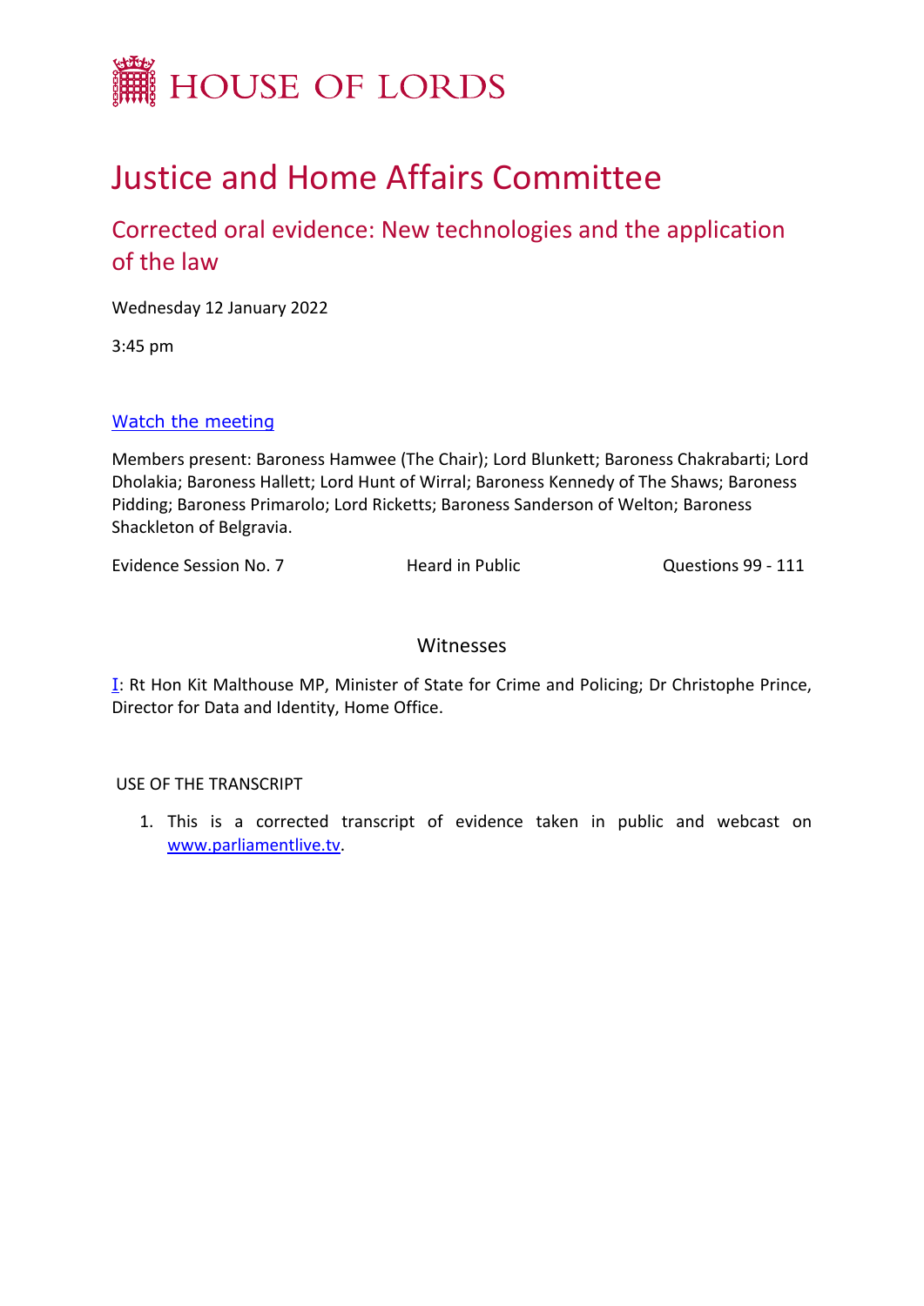# HOUSE OF LORDS

# Justice and Home Affairs Committee

## Corrected oral evidence: New technologies and the application of the law

Wednesday 12 January 2022

3:45 pm

[Watch the meeting](#)

Members present: Baroness Hamwee (The Chair); Lord Blunkett; Baroness Chakrabarti; Lord Dholakia; Baroness Hallett; Lord Hunt of Wirral; Baroness Kennedy of The Shaws; Baroness Pidding; Baroness Primarolo; Lord Ricketts; Baroness Sanderson of Welton; Baroness Shackleton of Belgravia.

Evidence Session No. 7 | Heard in Public | Questions 99 - 111

### Witnesses

I: Rt Hon Kit Malthouse MP, Minister of State for Crime and Policing; Dr Christophe Prince, Director for Data and Identity, Home Office.

USE OF THE TRANSCRIPT

1. This is a corrected transcript of evidence taken in public and webcast on www.parliamentlive.tv.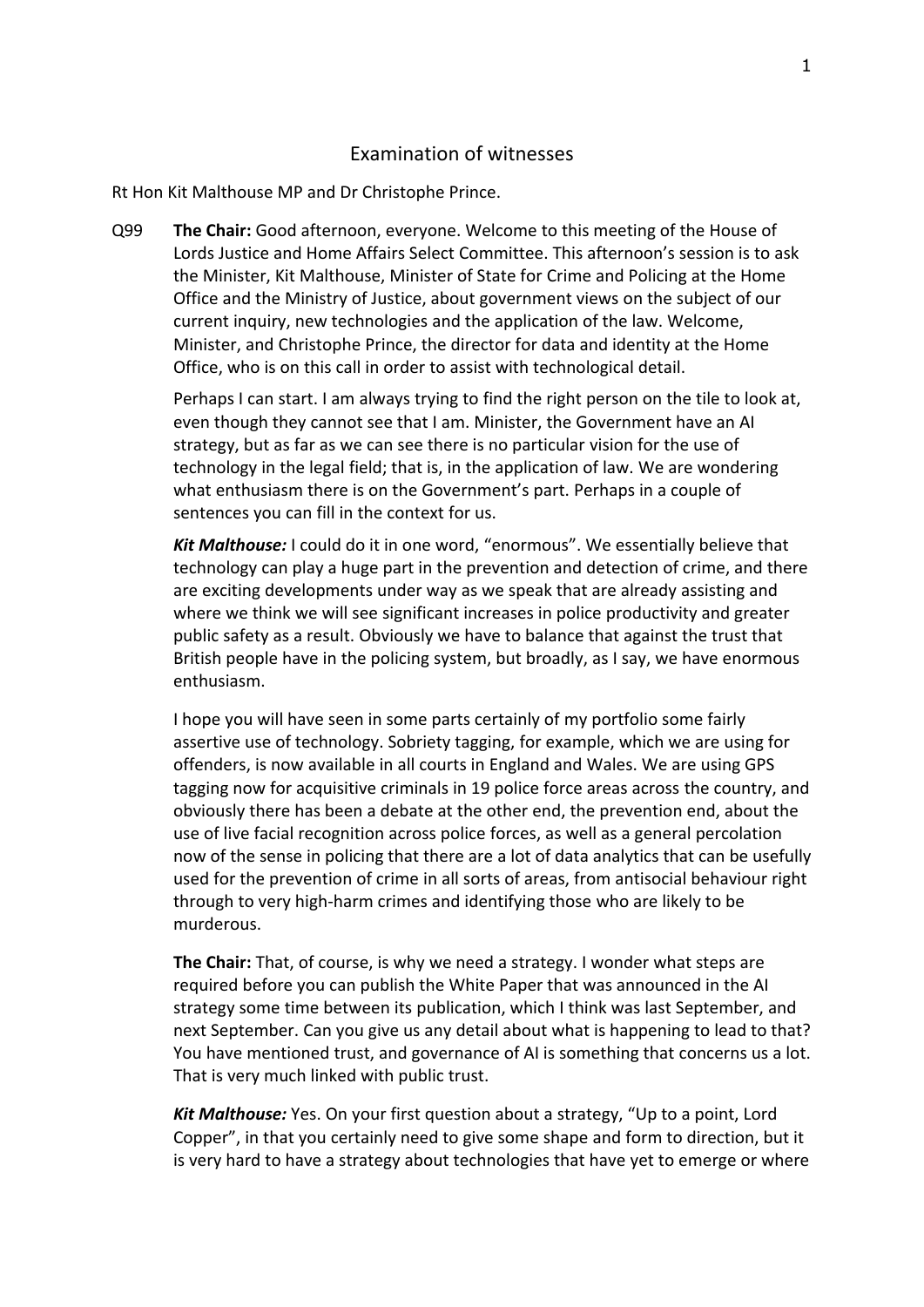# Examination of witnesses

Rt Hon Kit Malthouse MP and Dr Christophe Prince.

Q99 **The Chair:** Good afternoon, everyone. Welcome to this meeting of the House of Lords Justice and Home Affairs Select Committee. This afternoon's session is to ask the Minister, Kit Malthouse, Minister of State for Crime and Policing at the Home Office and the Ministry of Justice, about government views on the subject of our current inquiry, new technologies and the application of the law. Welcome, Minister, and Christophe Prince, the director for data and identity at the Home Office, who is on this call in order to assist with technological detail.

Perhaps I can start. I am always trying to find the right person on the tile to look at, even though they cannot see that I am. Minister, the Government have an AI strategy, but as far as we can see there is no particular vision for the use of technology in the legal field; that is, in the application of law. We are wondering what enthusiasm there is on the Government's part. Perhaps in a couple of sentences you can fill in the context for us.

***Kit Malthouse:*** I could do it in one word, "enormous". We essentially believe that technology can play a huge part in the prevention and detection of crime, and there are exciting developments under way as we speak that are already assisting and where we think we will see significant increases in police productivity and greater public safety as a result. Obviously we have to balance that against the trust that British people have in the policing system, but broadly, as I say, we have enormous enthusiasm.

I hope you will have seen in some parts certainly of my portfolio some fairly assertive use of technology. Sobriety tagging, for example, which we are using for offenders, is now available in all courts in England and Wales. We are using GPS tagging now for acquisitive criminals in 19 police force areas across the country, and obviously there has been a debate at the other end, the prevention end, about the use of live facial recognition across police forces, as well as a general percolation now of the sense in policing that there are a lot of data analytics that can be usefully used for the prevention of crime in all sorts of areas, from antisocial behaviour right through to very high-harm crimes and identifying those who are likely to be murderous.

**The Chair:** That, of course, is why we need a strategy. I wonder what steps are required before you can publish the White Paper that was announced in the AI strategy some time between its publication, which I think was last September, and next September. Can you give us any detail about what is happening to lead to that? You have mentioned trust, and governance of AI is something that concerns us a lot. That is very much linked with public trust.

***Kit Malthouse:*** Yes. On your first question about a strategy, "Up to a point, Lord Copper", in that you certainly need to give some shape and form to direction, but it is very hard to have a strategy about technologies that have yet to emerge or where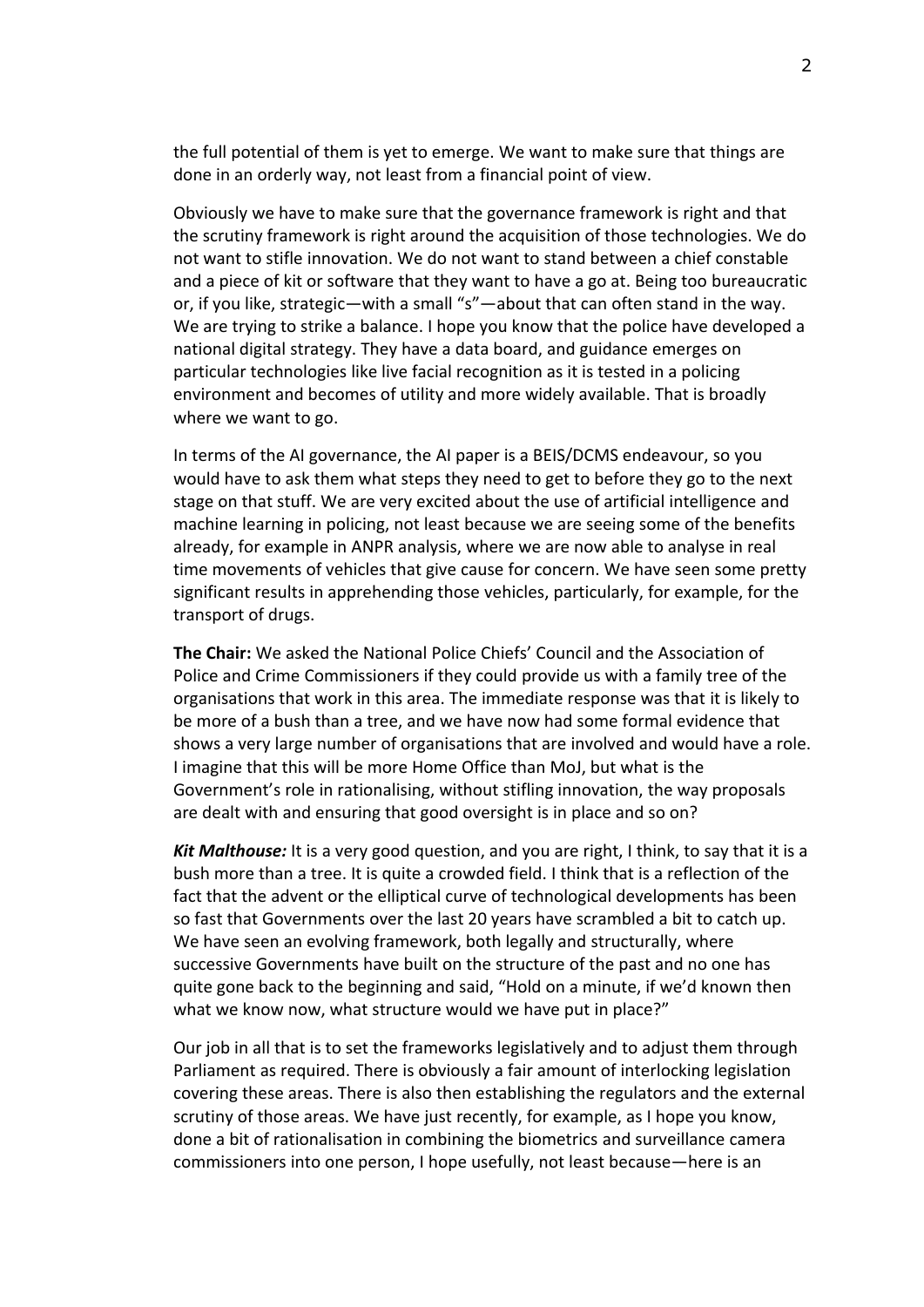the full potential of them is yet to emerge. We want to make sure that things are done in an orderly way, not least from a financial point of view.

Obviously we have to make sure that the governance framework is right and that the scrutiny framework is right around the acquisition of those technologies. We do not want to stifle innovation. We do not want to stand between a chief constable and a piece of kit or software that they want to have a go at. Being too bureaucratic or, if you like, strategic—with a small "s"—about that can often stand in the way. We are trying to strike a balance. I hope you know that the police have developed a national digital strategy. They have a data board, and guidance emerges on particular technologies like live facial recognition as it is tested in a policing environment and becomes of utility and more widely available. That is broadly where we want to go.

In terms of the AI governance, the AI paper is a BEIS/DCMS endeavour, so you would have to ask them what steps they need to get to before they go to the next stage on that stuff. We are very excited about the use of artificial intelligence and machine learning in policing, not least because we are seeing some of the benefits already, for example in ANPR analysis, where we are now able to analyse in real time movements of vehicles that give cause for concern. We have seen some pretty significant results in apprehending those vehicles, particularly, for example, for the transport of drugs.

**The Chair:** We asked the National Police Chiefs' Council and the Association of Police and Crime Commissioners if they could provide us with a family tree of the organisations that work in this area. The immediate response was that it is likely to be more of a bush than a tree, and we have now had some formal evidence that shows a very large number of organisations that are involved and would have a role. I imagine that this will be more Home Office than MoJ, but what is the Government's role in rationalising, without stifling innovation, the way proposals are dealt with and ensuring that good oversight is in place and so on?

***Kit Malthouse:*** It is a very good question, and you are right, I think, to say that it is a bush more than a tree. It is quite a crowded field. I think that is a reflection of the fact that the advent or the elliptical curve of technological developments has been so fast that Governments over the last 20 years have scrambled a bit to catch up. We have seen an evolving framework, both legally and structurally, where successive Governments have built on the structure of the past and no one has quite gone back to the beginning and said, "Hold on a minute, if we'd known then what we know now, what structure would we have put in place?"

Our job in all that is to set the frameworks legislatively and to adjust them through Parliament as required. There is obviously a fair amount of interlocking legislation covering these areas. There is also then establishing the regulators and the external scrutiny of those areas. We have just recently, for example, as I hope you know, done a bit of rationalisation in combining the biometrics and surveillance camera commissioners into one person, I hope usefully, not least because—here is an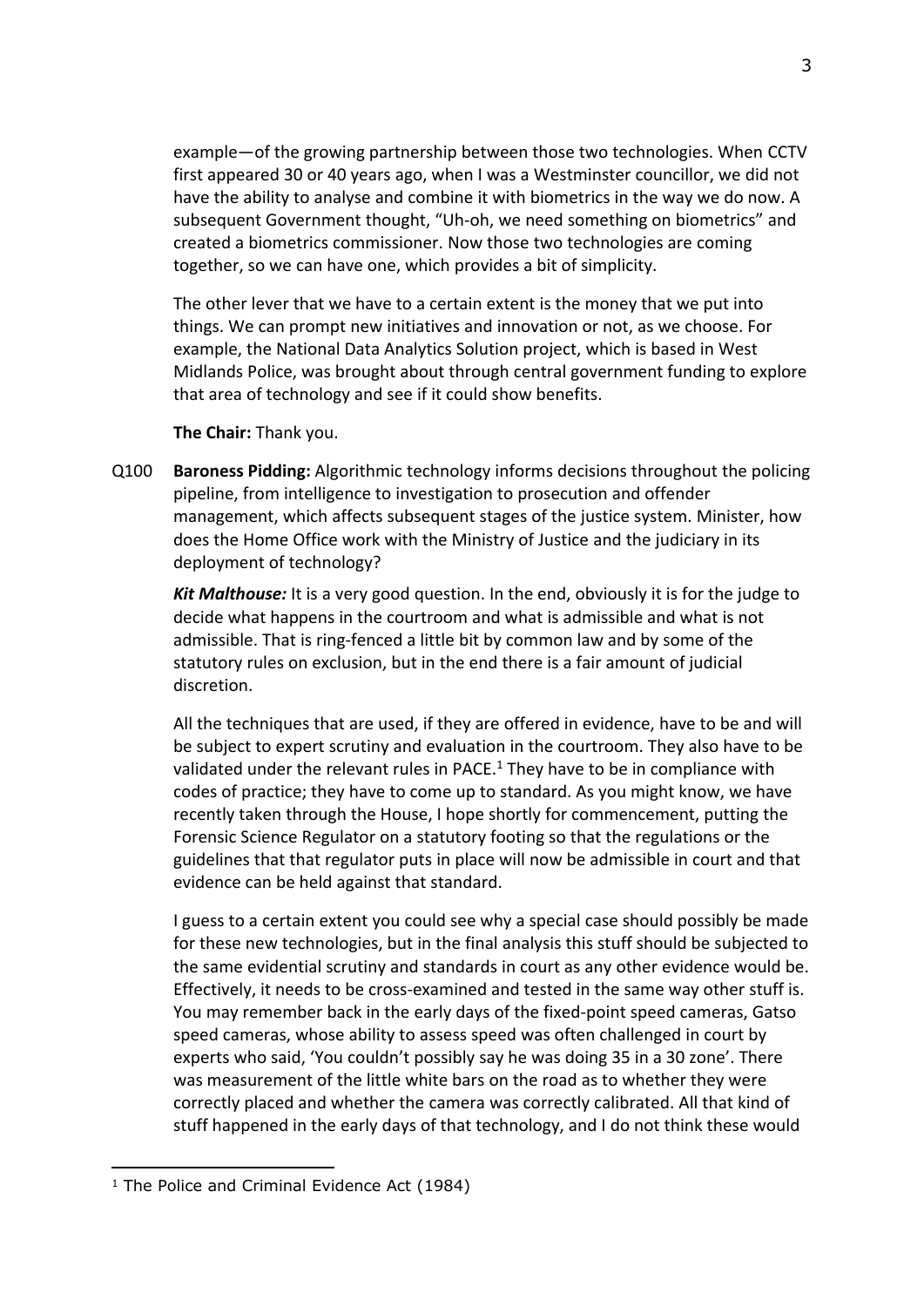example—of the growing partnership between those two technologies. When CCTV first appeared 30 or 40 years ago, when I was a Westminster councillor, we did not have the ability to analyse and combine it with biometrics in the way we do now. A subsequent Government thought, "Uh-oh, we need something on biometrics" and created a biometrics commissioner. Now those two technologies are coming together, so we can have one, which provides a bit of simplicity.

The other lever that we have to a certain extent is the money that we put into things. We can prompt new initiatives and innovation or not, as we choose. For example, the National Data Analytics Solution project, which is based in West Midlands Police, was brought about through central government funding to explore that area of technology and see if it could show benefits.

**The Chair:** Thank you.

Q100 **Baroness Pidding:** Algorithmic technology informs decisions throughout the policing pipeline, from intelligence to investigation to prosecution and offender management, which affects subsequent stages of the justice system. Minister, how does the Home Office work with the Ministry of Justice and the judiciary in its deployment of technology?

***Kit Malthouse:*** It is a very good question. In the end, obviously it is for the judge to decide what happens in the courtroom and what is admissible and what is not admissible. That is ring-fenced a little bit by common law and by some of the statutory rules on exclusion, but in the end there is a fair amount of judicial discretion.

All the techniques that are used, if they are offered in evidence, have to be and will be subject to expert scrutiny and evaluation in the courtroom. They also have to be validated under the relevant rules in PACE.[1] They have to be in compliance with codes of practice; they have to come up to standard. As you might know, we have recently taken through the House, I hope shortly for commencement, putting the Forensic Science Regulator on a statutory footing so that the regulations or the guidelines that that regulator puts in place will now be admissible in court and that evidence can be held against that standard.

I guess to a certain extent you could see why a special case should possibly be made for these new technologies, but in the final analysis this stuff should be subjected to the same evidential scrutiny and standards in court as any other evidence would be. Effectively, it needs to be cross-examined and tested in the same way other stuff is. You may remember back in the early days of the fixed-point speed cameras, Gatso speed cameras, whose ability to assess speed was often challenged in court by experts who said, 'You couldn't possibly say he was doing 35 in a 30 zone'. There was measurement of the little white bars on the road as to whether they were correctly placed and whether the camera was correctly calibrated. All that kind of stuff happened in the early days of that technology, and I do not think these would

[1] The Police and Criminal Evidence Act (1984)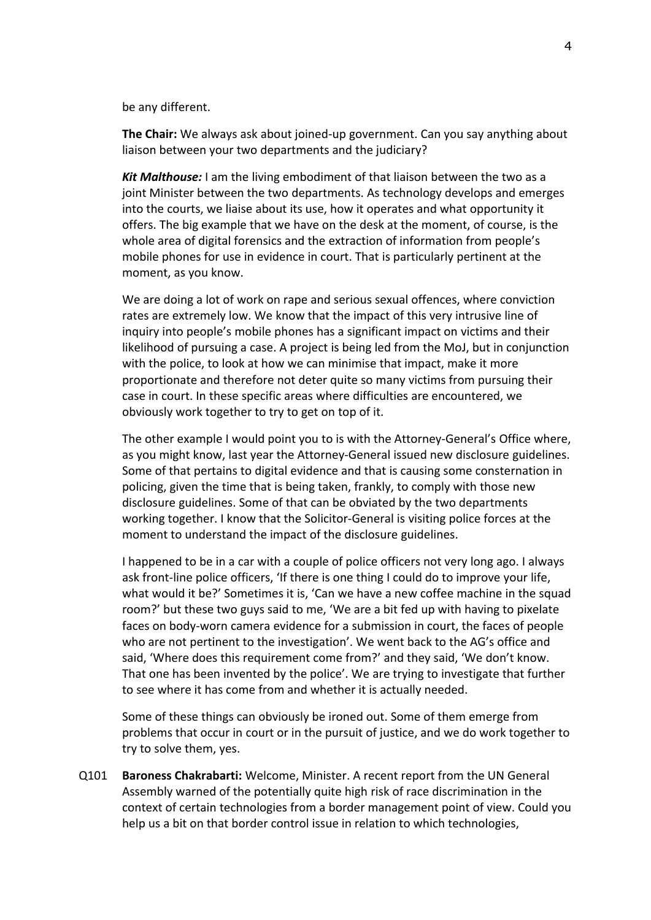be any different.

**The Chair:** We always ask about joined-up government. Can you say anything about liaison between your two departments and the judiciary?

***Kit Malthouse:*** I am the living embodiment of that liaison between the two as a joint Minister between the two departments. As technology develops and emerges into the courts, we liaise about its use, how it operates and what opportunity it offers. The big example that we have on the desk at the moment, of course, is the whole area of digital forensics and the extraction of information from people's mobile phones for use in evidence in court. That is particularly pertinent at the moment, as you know.

We are doing a lot of work on rape and serious sexual offences, where conviction rates are extremely low. We know that the impact of this very intrusive line of inquiry into people's mobile phones has a significant impact on victims and their likelihood of pursuing a case. A project is being led from the MoJ, but in conjunction with the police, to look at how we can minimise that impact, make it more proportionate and therefore not deter quite so many victims from pursuing their case in court. In these specific areas where difficulties are encountered, we obviously work together to try to get on top of it.

The other example I would point you to is with the Attorney-General's Office where, as you might know, last year the Attorney-General issued new disclosure guidelines. Some of that pertains to digital evidence and that is causing some consternation in policing, given the time that is being taken, frankly, to comply with those new disclosure guidelines. Some of that can be obviated by the two departments working together. I know that the Solicitor-General is visiting police forces at the moment to understand the impact of the disclosure guidelines.

I happened to be in a car with a couple of police officers not very long ago. I always ask front-line police officers, 'If there is one thing I could do to improve your life, what would it be?' Sometimes it is, 'Can we have a new coffee machine in the squad room?' but these two guys said to me, 'We are a bit fed up with having to pixelate faces on body-worn camera evidence for a submission in court, the faces of people who are not pertinent to the investigation'. We went back to the AG's office and said, 'Where does this requirement come from?' and they said, 'We don't know. That one has been invented by the police'. We are trying to investigate that further to see where it has come from and whether it is actually needed.

Some of these things can obviously be ironed out. Some of them emerge from problems that occur in court or in the pursuit of justice, and we do work together to try to solve them, yes.

Q101 **Baroness Chakrabarti:** Welcome, Minister. A recent report from the UN General Assembly warned of the potentially quite high risk of race discrimination in the context of certain technologies from a border management point of view. Could you help us a bit on that border control issue in relation to which technologies,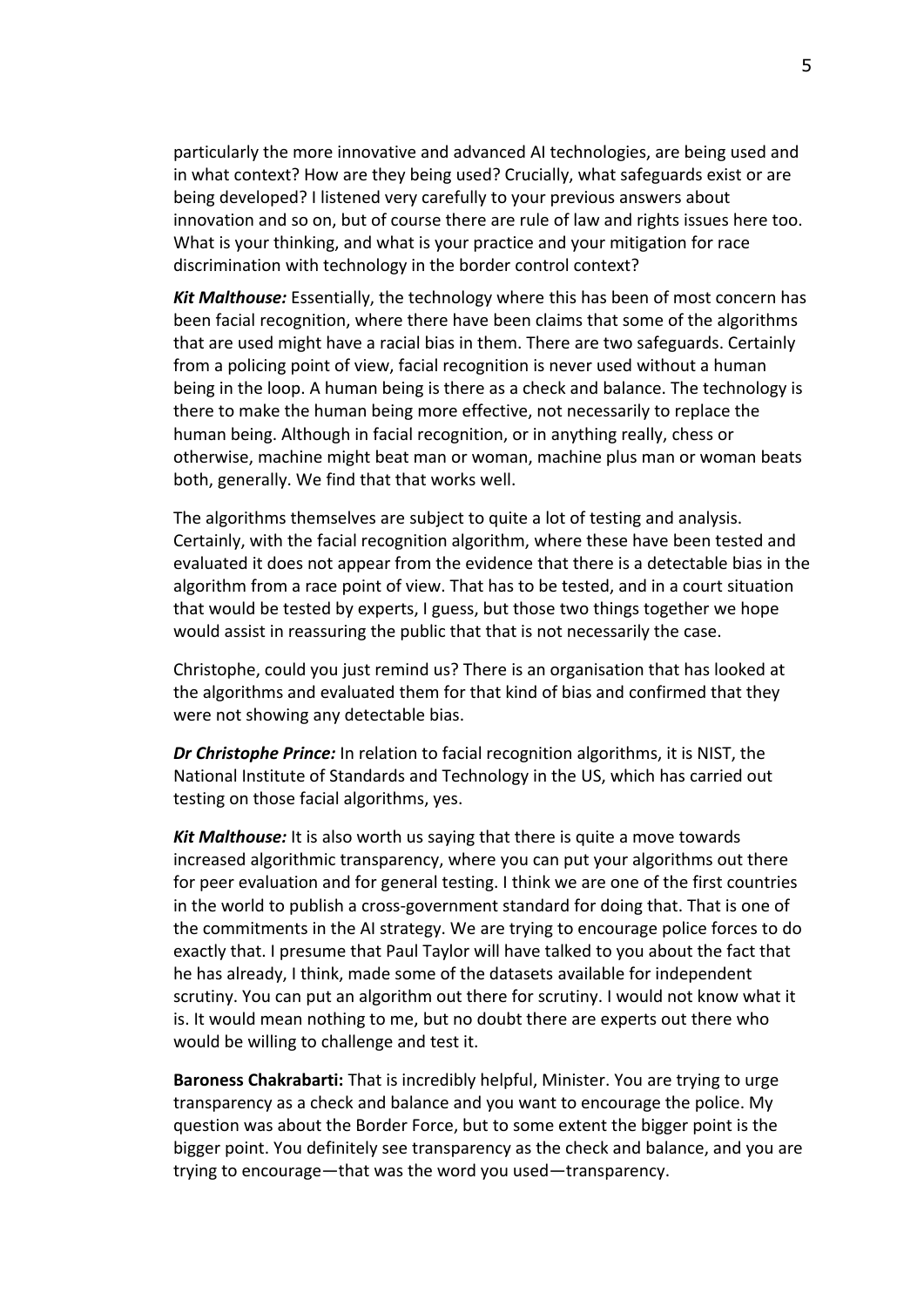particularly the more innovative and advanced AI technologies, are being used and in what context? How are they being used? Crucially, what safeguards exist or are being developed? I listened very carefully to your previous answers about innovation and so on, but of course there are rule of law and rights issues here too. What is your thinking, and what is your practice and your mitigation for race discrimination with technology in the border control context?

***Kit Malthouse:*** Essentially, the technology where this has been of most concern has been facial recognition, where there have been claims that some of the algorithms that are used might have a racial bias in them. There are two safeguards. Certainly from a policing point of view, facial recognition is never used without a human being in the loop. A human being is there as a check and balance. The technology is there to make the human being more effective, not necessarily to replace the human being. Although in facial recognition, or in anything really, chess or otherwise, machine might beat man or woman, machine plus man or woman beats both, generally. We find that that works well.

The algorithms themselves are subject to quite a lot of testing and analysis. Certainly, with the facial recognition algorithm, where these have been tested and evaluated it does not appear from the evidence that there is a detectable bias in the algorithm from a race point of view. That has to be tested, and in a court situation that would be tested by experts, I guess, but those two things together we hope would assist in reassuring the public that that is not necessarily the case.

Christophe, could you just remind us? There is an organisation that has looked at the algorithms and evaluated them for that kind of bias and confirmed that they were not showing any detectable bias.

***Dr Christophe Prince:*** In relation to facial recognition algorithms, it is NIST, the National Institute of Standards and Technology in the US, which has carried out testing on those facial algorithms, yes.

***Kit Malthouse:*** It is also worth us saying that there is quite a move towards increased algorithmic transparency, where you can put your algorithms out there for peer evaluation and for general testing. I think we are one of the first countries in the world to publish a cross-government standard for doing that. That is one of the commitments in the AI strategy. We are trying to encourage police forces to do exactly that. I presume that Paul Taylor will have talked to you about the fact that he has already, I think, made some of the datasets available for independent scrutiny. You can put an algorithm out there for scrutiny. I would not know what it is. It would mean nothing to me, but no doubt there are experts out there who would be willing to challenge and test it.

**Baroness Chakrabarti:** That is incredibly helpful, Minister. You are trying to urge transparency as a check and balance and you want to encourage the police. My question was about the Border Force, but to some extent the bigger point is the bigger point. You definitely see transparency as the check and balance, and you are trying to encourage—that was the word you used—transparency.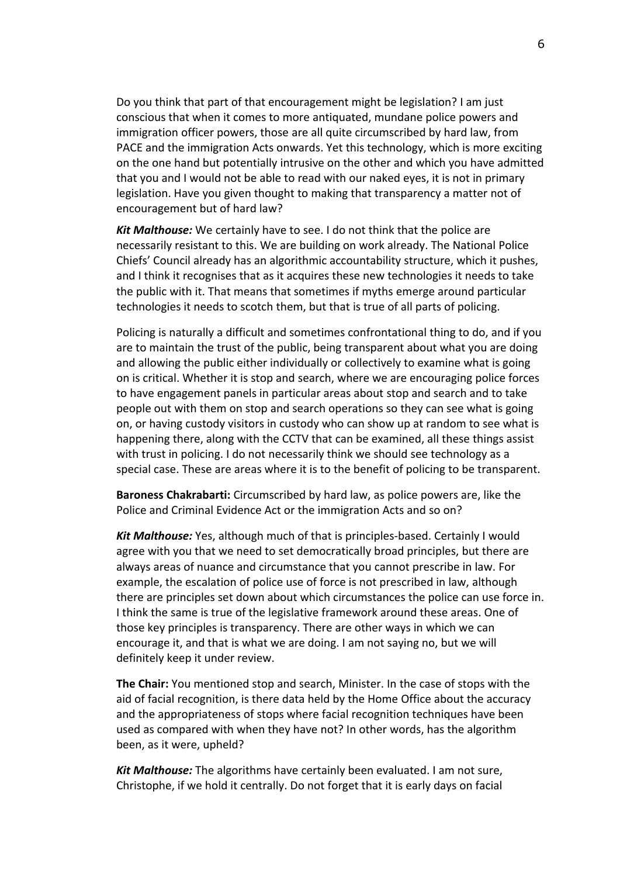Do you think that part of that encouragement might be legislation? I am just conscious that when it comes to more antiquated, mundane police powers and immigration officer powers, those are all quite circumscribed by hard law, from PACE and the immigration Acts onwards. Yet this technology, which is more exciting on the one hand but potentially intrusive on the other and which you have admitted that you and I would not be able to read with our naked eyes, it is not in primary legislation. Have you given thought to making that transparency a matter not of encouragement but of hard law?

***Kit Malthouse:*** We certainly have to see. I do not think that the police are necessarily resistant to this. We are building on work already. The National Police Chiefs' Council already has an algorithmic accountability structure, which it pushes, and I think it recognises that as it acquires these new technologies it needs to take the public with it. That means that sometimes if myths emerge around particular technologies it needs to scotch them, but that is true of all parts of policing.

Policing is naturally a difficult and sometimes confrontational thing to do, and if you are to maintain the trust of the public, being transparent about what you are doing and allowing the public either individually or collectively to examine what is going on is critical. Whether it is stop and search, where we are encouraging police forces to have engagement panels in particular areas about stop and search and to take people out with them on stop and search operations so they can see what is going on, or having custody visitors in custody who can show up at random to see what is happening there, along with the CCTV that can be examined, all these things assist with trust in policing. I do not necessarily think we should see technology as a special case. These are areas where it is to the benefit of policing to be transparent.

**Baroness Chakrabarti:** Circumscribed by hard law, as police powers are, like the Police and Criminal Evidence Act or the immigration Acts and so on?

***Kit Malthouse:*** Yes, although much of that is principles-based. Certainly I would agree with you that we need to set democratically broad principles, but there are always areas of nuance and circumstance that you cannot prescribe in law. For example, the escalation of police use of force is not prescribed in law, although there are principles set down about which circumstances the police can use force in. I think the same is true of the legislative framework around these areas. One of those key principles is transparency. There are other ways in which we can encourage it, and that is what we are doing. I am not saying no, but we will definitely keep it under review.

**The Chair:** You mentioned stop and search, Minister. In the case of stops with the aid of facial recognition, is there data held by the Home Office about the accuracy and the appropriateness of stops where facial recognition techniques have been used as compared with when they have not? In other words, has the algorithm been, as it were, upheld?

***Kit Malthouse:*** The algorithms have certainly been evaluated. I am not sure, Christophe, if we hold it centrally. Do not forget that it is early days on facial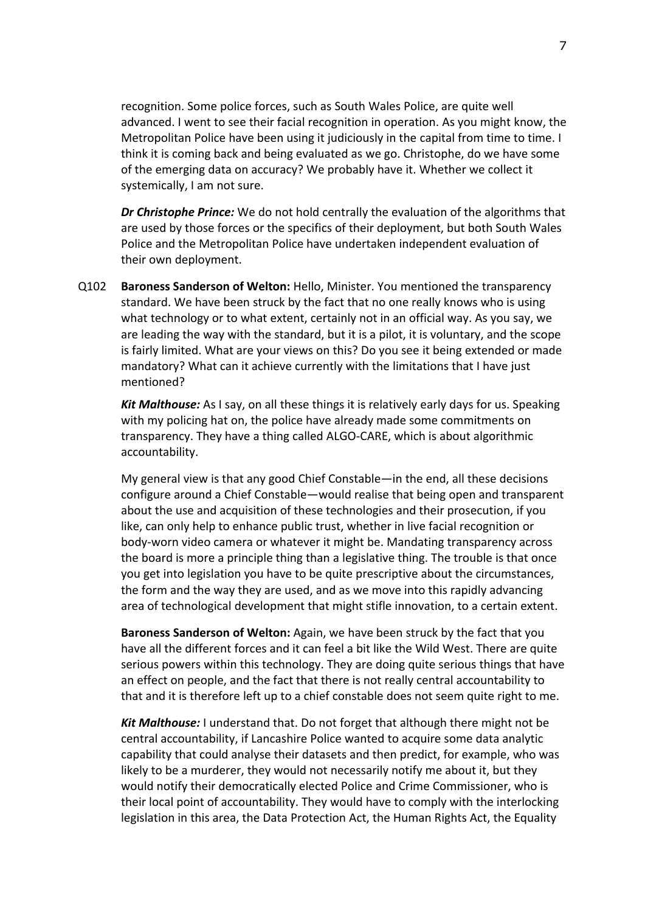recognition. Some police forces, such as South Wales Police, are quite well advanced. I went to see their facial recognition in operation. As you might know, the Metropolitan Police have been using it judiciously in the capital from time to time. I think it is coming back and being evaluated as we go. Christophe, do we have some of the emerging data on accuracy? We probably have it. Whether we collect it systemically, I am not sure.

***Dr Christophe Prince:*** We do not hold centrally the evaluation of the algorithms that are used by those forces or the specifics of their deployment, but both South Wales Police and the Metropolitan Police have undertaken independent evaluation of their own deployment.

Q102 **Baroness Sanderson of Welton:** Hello, Minister. You mentioned the transparency standard. We have been struck by the fact that no one really knows who is using what technology or to what extent, certainly not in an official way. As you say, we are leading the way with the standard, but it is a pilot, it is voluntary, and the scope is fairly limited. What are your views on this? Do you see it being extended or made mandatory? What can it achieve currently with the limitations that I have just mentioned?

***Kit Malthouse:*** As I say, on all these things it is relatively early days for us. Speaking with my policing hat on, the police have already made some commitments on transparency. They have a thing called ALGO-CARE, which is about algorithmic accountability.

My general view is that any good Chief Constable—in the end, all these decisions configure around a Chief Constable—would realise that being open and transparent about the use and acquisition of these technologies and their prosecution, if you like, can only help to enhance public trust, whether in live facial recognition or body-worn video camera or whatever it might be. Mandating transparency across the board is more a principle thing than a legislative thing. The trouble is that once you get into legislation you have to be quite prescriptive about the circumstances, the form and the way they are used, and as we move into this rapidly advancing area of technological development that might stifle innovation, to a certain extent.

**Baroness Sanderson of Welton:** Again, we have been struck by the fact that you have all the different forces and it can feel a bit like the Wild West. There are quite serious powers within this technology. They are doing quite serious things that have an effect on people, and the fact that there is not really central accountability to that and it is therefore left up to a chief constable does not seem quite right to me.

***Kit Malthouse:*** I understand that. Do not forget that although there might not be central accountability, if Lancashire Police wanted to acquire some data analytic capability that could analyse their datasets and then predict, for example, who was likely to be a murderer, they would not necessarily notify me about it, but they would notify their democratically elected Police and Crime Commissioner, who is their local point of accountability. They would have to comply with the interlocking legislation in this area, the Data Protection Act, the Human Rights Act, the Equality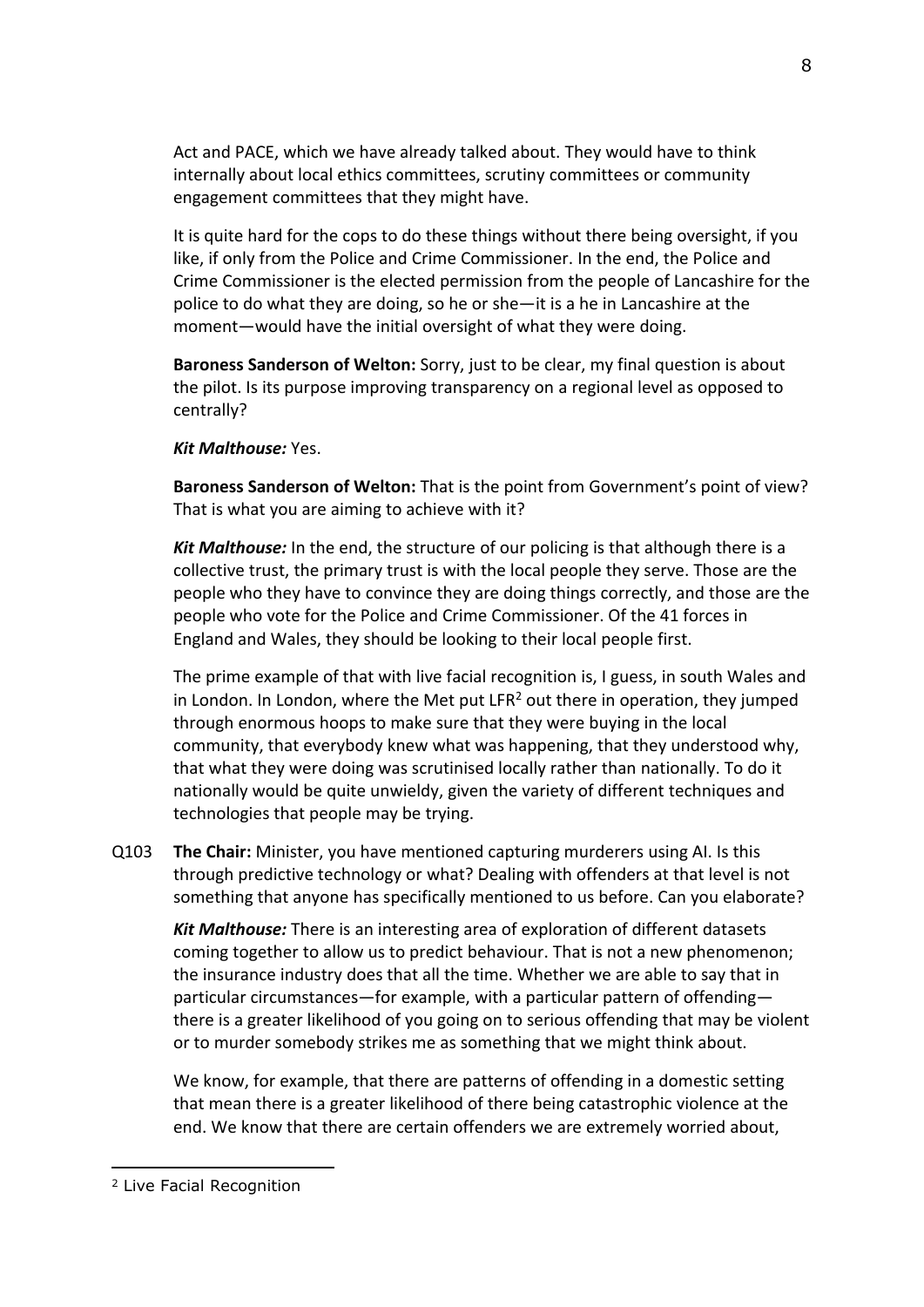Act and PACE, which we have already talked about. They would have to think internally about local ethics committees, scrutiny committees or community engagement committees that they might have.

It is quite hard for the cops to do these things without there being oversight, if you like, if only from the Police and Crime Commissioner. In the end, the Police and Crime Commissioner is the elected permission from the people of Lancashire for the police to do what they are doing, so he or she—it is a he in Lancashire at the moment—would have the initial oversight of what they were doing.

**Baroness Sanderson of Welton:** Sorry, just to be clear, my final question is about the pilot. Is its purpose improving transparency on a regional level as opposed to centrally?

***Kit Malthouse:*** Yes.

**Baroness Sanderson of Welton:** That is the point from Government's point of view? That is what you are aiming to achieve with it?

***Kit Malthouse:*** In the end, the structure of our policing is that although there is a collective trust, the primary trust is with the local people they serve. Those are the people who they have to convince they are doing things correctly, and those are the people who vote for the Police and Crime Commissioner. Of the 41 forces in England and Wales, they should be looking to their local people first.

The prime example of that with live facial recognition is, I guess, in south Wales and in London. In London, where the Met put LFR[2] out there in operation, they jumped through enormous hoops to make sure that they were buying in the local community, that everybody knew what was happening, that they understood why, that what they were doing was scrutinised locally rather than nationally. To do it nationally would be quite unwieldy, given the variety of different techniques and technologies that people may be trying.

Q103 **The Chair:** Minister, you have mentioned capturing murderers using AI. Is this through predictive technology or what? Dealing with offenders at that level is not something that anyone has specifically mentioned to us before. Can you elaborate?

***Kit Malthouse:*** There is an interesting area of exploration of different datasets coming together to allow us to predict behaviour. That is not a new phenomenon; the insurance industry does that all the time. Whether we are able to say that in particular circumstances—for example, with a particular pattern of offending—there is a greater likelihood of you going on to serious offending that may be violent or to murder somebody strikes me as something that we might think about.

We know, for example, that there are patterns of offending in a domestic setting that mean there is a greater likelihood of there being catastrophic violence at the end. We know that there are certain offenders we are extremely worried about,

---

[2] Live Facial Recognition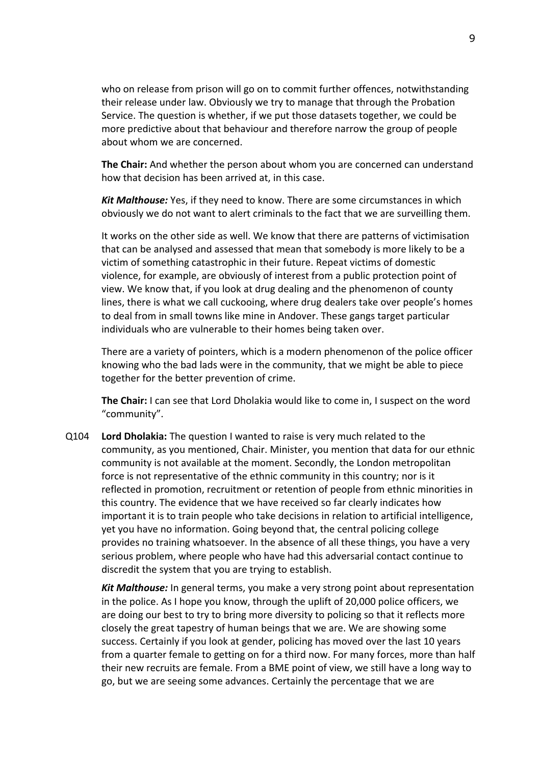who on release from prison will go on to commit further offences, notwithstanding their release under law. Obviously we try to manage that through the Probation Service. The question is whether, if we put those datasets together, we could be more predictive about that behaviour and therefore narrow the group of people about whom we are concerned.

**The Chair:** And whether the person about whom you are concerned can understand how that decision has been arrived at, in this case.

***Kit Malthouse:*** Yes, if they need to know. There are some circumstances in which obviously we do not want to alert criminals to the fact that we are surveilling them.

It works on the other side as well. We know that there are patterns of victimisation that can be analysed and assessed that mean that somebody is more likely to be a victim of something catastrophic in their future. Repeat victims of domestic violence, for example, are obviously of interest from a public protection point of view. We know that, if you look at drug dealing and the phenomenon of county lines, there is what we call cuckooing, where drug dealers take over people's homes to deal from in small towns like mine in Andover. These gangs target particular individuals who are vulnerable to their homes being taken over.

There are a variety of pointers, which is a modern phenomenon of the police officer knowing who the bad lads were in the community, that we might be able to piece together for the better prevention of crime.

**The Chair:** I can see that Lord Dholakia would like to come in, I suspect on the word "community".

Q104 **Lord Dholakia:** The question I wanted to raise is very much related to the community, as you mentioned, Chair. Minister, you mention that data for our ethnic community is not available at the moment. Secondly, the London metropolitan force is not representative of the ethnic community in this country; nor is it reflected in promotion, recruitment or retention of people from ethnic minorities in this country. The evidence that we have received so far clearly indicates how important it is to train people who take decisions in relation to artificial intelligence, yet you have no information. Going beyond that, the central policing college provides no training whatsoever. In the absence of all these things, you have a very serious problem, where people who have had this adversarial contact continue to discredit the system that you are trying to establish.

***Kit Malthouse:*** In general terms, you make a very strong point about representation in the police. As I hope you know, through the uplift of 20,000 police officers, we are doing our best to try to bring more diversity to policing so that it reflects more closely the great tapestry of human beings that we are. We are showing some success. Certainly if you look at gender, policing has moved over the last 10 years from a quarter female to getting on for a third now. For many forces, more than half their new recruits are female. From a BME point of view, we still have a long way to go, but we are seeing some advances. Certainly the percentage that we are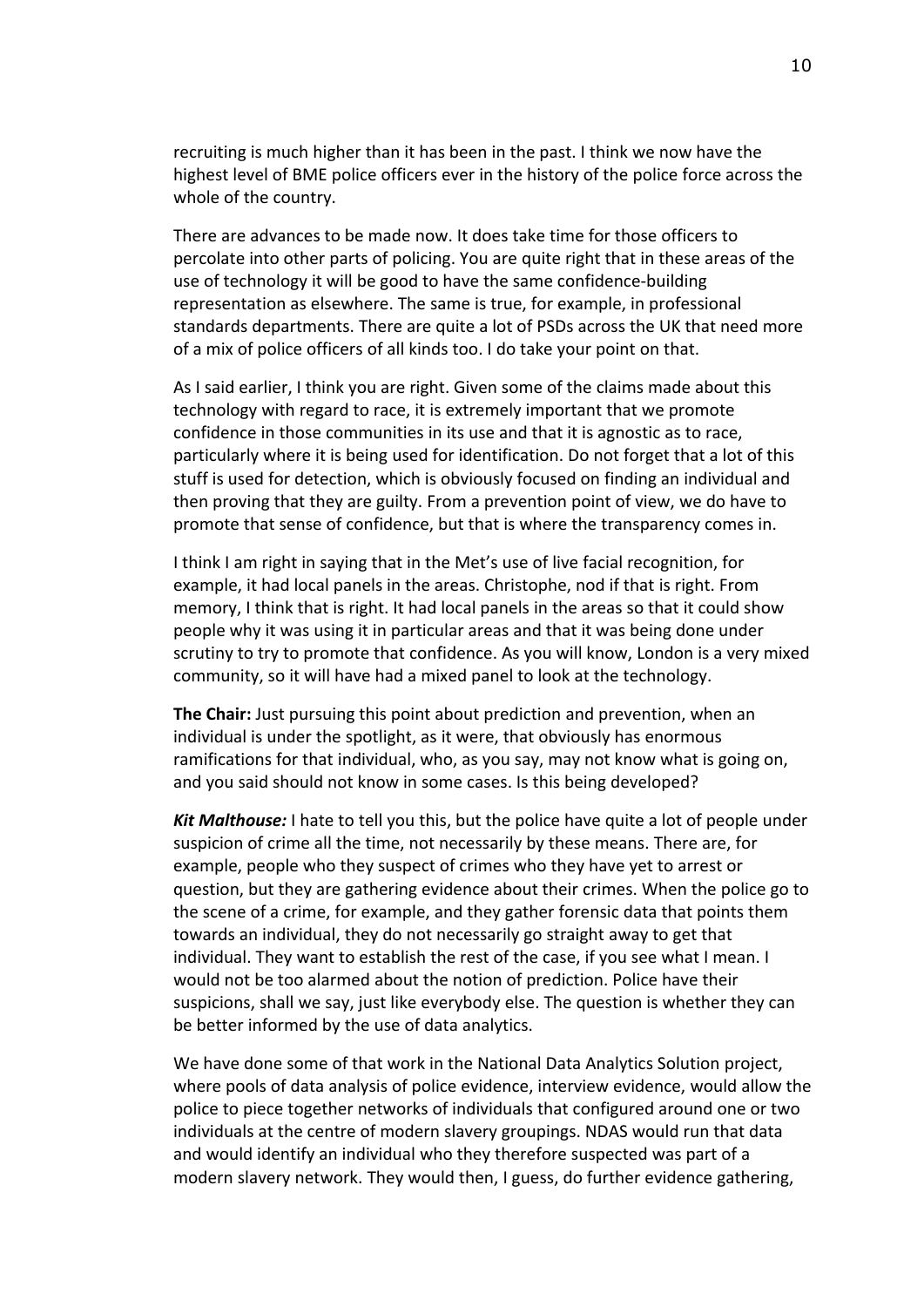recruiting is much higher than it has been in the past. I think we now have the highest level of BME police officers ever in the history of the police force across the whole of the country.

There are advances to be made now. It does take time for those officers to percolate into other parts of policing. You are quite right that in these areas of the use of technology it will be good to have the same confidence-building representation as elsewhere. The same is true, for example, in professional standards departments. There are quite a lot of PSDs across the UK that need more of a mix of police officers of all kinds too. I do take your point on that.

As I said earlier, I think you are right. Given some of the claims made about this technology with regard to race, it is extremely important that we promote confidence in those communities in its use and that it is agnostic as to race, particularly where it is being used for identification. Do not forget that a lot of this stuff is used for detection, which is obviously focused on finding an individual and then proving that they are guilty. From a prevention point of view, we do have to promote that sense of confidence, but that is where the transparency comes in.

I think I am right in saying that in the Met's use of live facial recognition, for example, it had local panels in the areas. Christophe, nod if that is right. From memory, I think that is right. It had local panels in the areas so that it could show people why it was using it in particular areas and that it was being done under scrutiny to try to promote that confidence. As you will know, London is a very mixed community, so it will have had a mixed panel to look at the technology.

**The Chair:** Just pursuing this point about prediction and prevention, when an individual is under the spotlight, as it were, that obviously has enormous ramifications for that individual, who, as you say, may not know what is going on, and you said should not know in some cases. Is this being developed?

***Kit Malthouse:*** I hate to tell you this, but the police have quite a lot of people under suspicion of crime all the time, not necessarily by these means. There are, for example, people who they suspect of crimes who they have yet to arrest or question, but they are gathering evidence about their crimes. When the police go to the scene of a crime, for example, and they gather forensic data that points them towards an individual, they do not necessarily go straight away to get that individual. They want to establish the rest of the case, if you see what I mean. I would not be too alarmed about the notion of prediction. Police have their suspicions, shall we say, just like everybody else. The question is whether they can be better informed by the use of data analytics.

We have done some of that work in the National Data Analytics Solution project, where pools of data analysis of police evidence, interview evidence, would allow the police to piece together networks of individuals that configured around one or two individuals at the centre of modern slavery groupings. NDAS would run that data and would identify an individual who they therefore suspected was part of a modern slavery network. They would then, I guess, do further evidence gathering,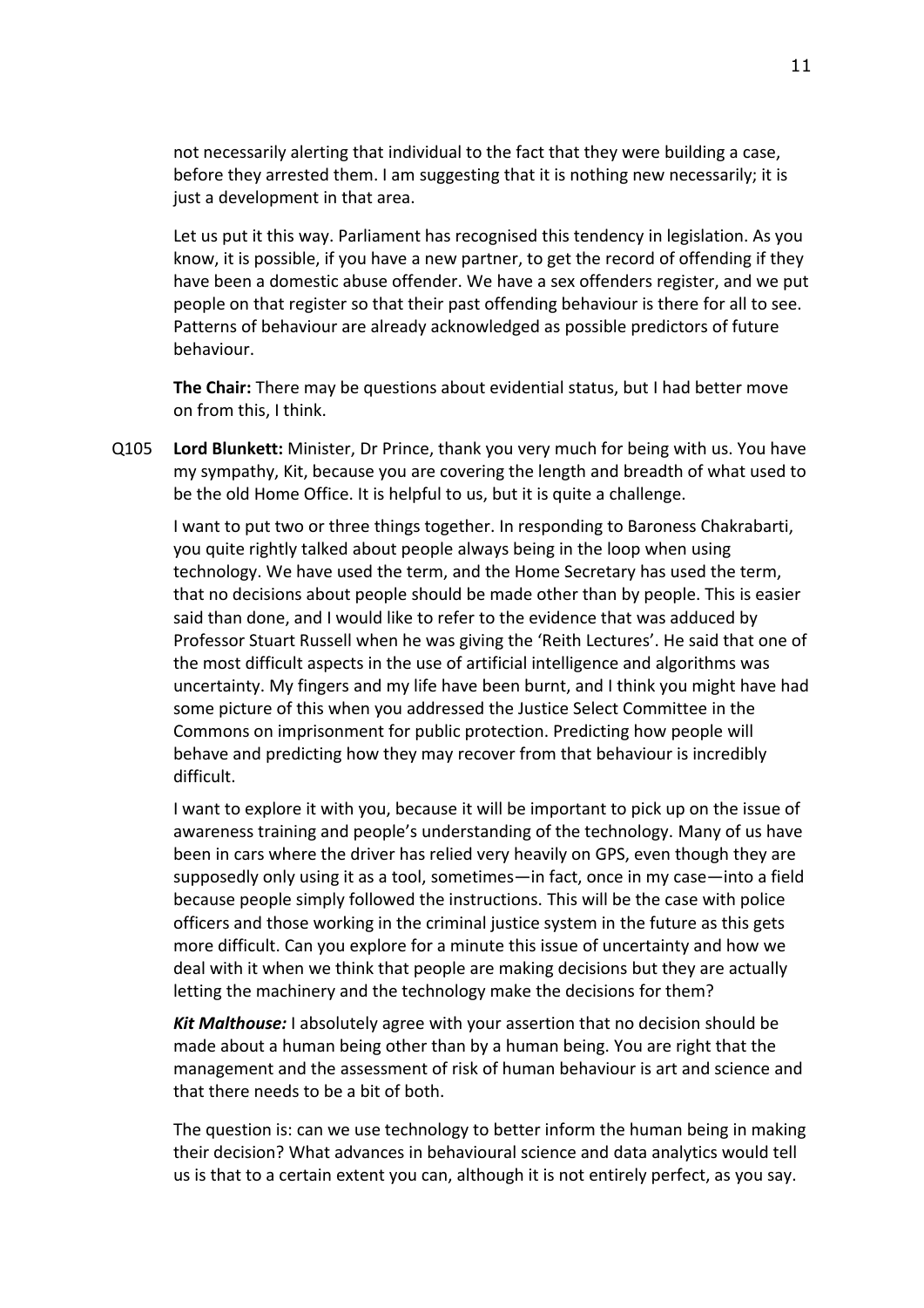not necessarily alerting that individual to the fact that they were building a case, before they arrested them. I am suggesting that it is nothing new necessarily; it is just a development in that area.

Let us put it this way. Parliament has recognised this tendency in legislation. As you know, it is possible, if you have a new partner, to get the record of offending if they have been a domestic abuse offender. We have a sex offenders register, and we put people on that register so that their past offending behaviour is there for all to see. Patterns of behaviour are already acknowledged as possible predictors of future behaviour.

**The Chair:** There may be questions about evidential status, but I had better move on from this, I think.

Q105 **Lord Blunkett:** Minister, Dr Prince, thank you very much for being with us. You have my sympathy, Kit, because you are covering the length and breadth of what used to be the old Home Office. It is helpful to us, but it is quite a challenge.

I want to put two or three things together. In responding to Baroness Chakrabarti, you quite rightly talked about people always being in the loop when using technology. We have used the term, and the Home Secretary has used the term, that no decisions about people should be made other than by people. This is easier said than done, and I would like to refer to the evidence that was adduced by Professor Stuart Russell when he was giving the 'Reith Lectures'. He said that one of the most difficult aspects in the use of artificial intelligence and algorithms was uncertainty. My fingers and my life have been burnt, and I think you might have had some picture of this when you addressed the Justice Select Committee in the Commons on imprisonment for public protection. Predicting how people will behave and predicting how they may recover from that behaviour is incredibly difficult.

I want to explore it with you, because it will be important to pick up on the issue of awareness training and people's understanding of the technology. Many of us have been in cars where the driver has relied very heavily on GPS, even though they are supposedly only using it as a tool, sometimes—in fact, once in my case—into a field because people simply followed the instructions. This will be the case with police officers and those working in the criminal justice system in the future as this gets more difficult. Can you explore for a minute this issue of uncertainty and how we deal with it when we think that people are making decisions but they are actually letting the machinery and the technology make the decisions for them?

***Kit Malthouse:*** I absolutely agree with your assertion that no decision should be made about a human being other than by a human being. You are right that the management and the assessment of risk of human behaviour is art and science and that there needs to be a bit of both.

The question is: can we use technology to better inform the human being in making their decision? What advances in behavioural science and data analytics would tell us is that to a certain extent you can, although it is not entirely perfect, as you say.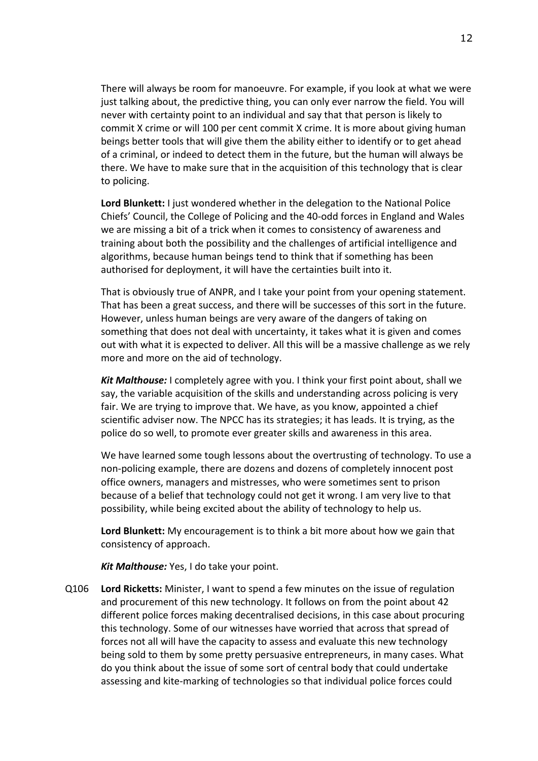There will always be room for manoeuvre. For example, if you look at what we were just talking about, the predictive thing, you can only ever narrow the field. You will never with certainty point to an individual and say that that person is likely to commit X crime or will 100 per cent commit X crime. It is more about giving human beings better tools that will give them the ability either to identify or to get ahead of a criminal, or indeed to detect them in the future, but the human will always be there. We have to make sure that in the acquisition of this technology that is clear to policing.

**Lord Blunkett:** I just wondered whether in the delegation to the National Police Chiefs' Council, the College of Policing and the 40-odd forces in England and Wales we are missing a bit of a trick when it comes to consistency of awareness and training about both the possibility and the challenges of artificial intelligence and algorithms, because human beings tend to think that if something has been authorised for deployment, it will have the certainties built into it.

That is obviously true of ANPR, and I take your point from your opening statement. That has been a great success, and there will be successes of this sort in the future. However, unless human beings are very aware of the dangers of taking on something that does not deal with uncertainty, it takes what it is given and comes out with what it is expected to deliver. All this will be a massive challenge as we rely more and more on the aid of technology.

***Kit Malthouse:*** I completely agree with you. I think your first point about, shall we say, the variable acquisition of the skills and understanding across policing is very fair. We are trying to improve that. We have, as you know, appointed a chief scientific adviser now. The NPCC has its strategies; it has leads. It is trying, as the police do so well, to promote ever greater skills and awareness in this area.

We have learned some tough lessons about the overtrusting of technology. To use a non-policing example, there are dozens and dozens of completely innocent post office owners, managers and mistresses, who were sometimes sent to prison because of a belief that technology could not get it wrong. I am very live to that possibility, while being excited about the ability of technology to help us.

**Lord Blunkett:** My encouragement is to think a bit more about how we gain that consistency of approach.

***Kit Malthouse:*** Yes, I do take your point.

Q106 **Lord Ricketts:** Minister, I want to spend a few minutes on the issue of regulation and procurement of this new technology. It follows on from the point about 42 different police forces making decentralised decisions, in this case about procuring this technology. Some of our witnesses have worried that across that spread of forces not all will have the capacity to assess and evaluate this new technology being sold to them by some pretty persuasive entrepreneurs, in many cases. What do you think about the issue of some sort of central body that could undertake assessing and kite-marking of technologies so that individual police forces could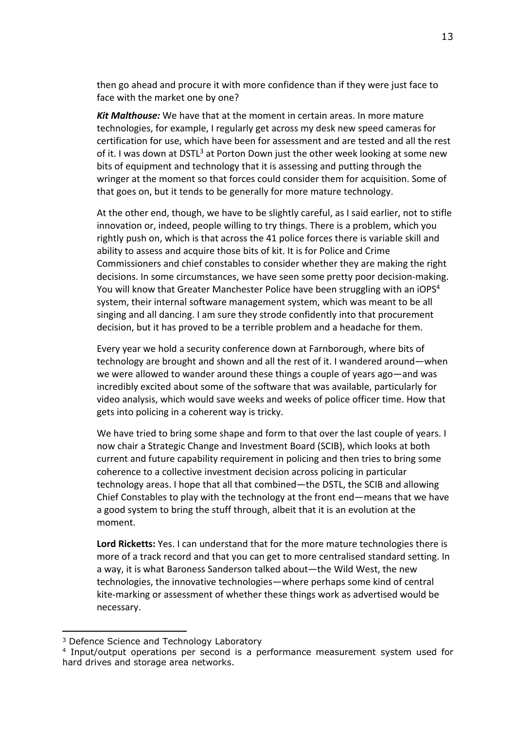then go ahead and procure it with more confidence than if they were just face to face with the market one by one?

***Kit Malthouse:*** We have that at the moment in certain areas. In more mature technologies, for example, I regularly get across my desk new speed cameras for certification for use, which have been for assessment and are tested and all the rest of it. I was down at DSTL[3] at Porton Down just the other week looking at some new bits of equipment and technology that it is assessing and putting through the wringer at the moment so that forces could consider them for acquisition. Some of that goes on, but it tends to be generally for more mature technology.

At the other end, though, we have to be slightly careful, as I said earlier, not to stifle innovation or, indeed, people willing to try things. There is a problem, which you rightly push on, which is that across the 41 police forces there is variable skill and ability to assess and acquire those bits of kit. It is for Police and Crime Commissioners and chief constables to consider whether they are making the right decisions. In some circumstances, we have seen some pretty poor decision-making. You will know that Greater Manchester Police have been struggling with an iOPS[4] system, their internal software management system, which was meant to be all singing and all dancing. I am sure they strode confidently into that procurement decision, but it has proved to be a terrible problem and a headache for them.

Every year we hold a security conference down at Farnborough, where bits of technology are brought and shown and all the rest of it. I wandered around—when we were allowed to wander around these things a couple of years ago—and was incredibly excited about some of the software that was available, particularly for video analysis, which would save weeks and weeks of police officer time. How that gets into policing in a coherent way is tricky.

We have tried to bring some shape and form to that over the last couple of years. I now chair a Strategic Change and Investment Board (SCIB), which looks at both current and future capability requirement in policing and then tries to bring some coherence to a collective investment decision across policing in particular technology areas. I hope that all that combined—the DSTL, the SCIB and allowing Chief Constables to play with the technology at the front end—means that we have a good system to bring the stuff through, albeit that it is an evolution at the moment.

**Lord Ricketts:** Yes. I can understand that for the more mature technologies there is more of a track record and that you can get to more centralised standard setting. In a way, it is what Baroness Sanderson talked about—the Wild West, the new technologies, the innovative technologies—where perhaps some kind of central kite-marking or assessment of whether these things work as advertised would be necessary.

---

[3] Defence Science and Technology Laboratory

[4] Input/output operations per second is a performance measurement system used for hard drives and storage area networks.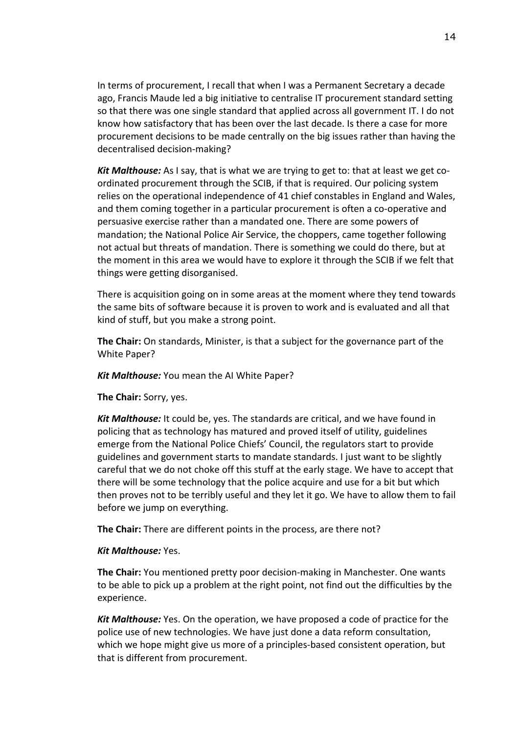In terms of procurement, I recall that when I was a Permanent Secretary a decade ago, Francis Maude led a big initiative to centralise IT procurement standard setting so that there was one single standard that applied across all government IT. I do not know how satisfactory that has been over the last decade. Is there a case for more procurement decisions to be made centrally on the big issues rather than having the decentralised decision-making?

***Kit Malthouse:*** As I say, that is what we are trying to get to: that at least we get co-ordinated procurement through the SCIB, if that is required. Our policing system relies on the operational independence of 41 chief constables in England and Wales, and them coming together in a particular procurement is often a co-operative and persuasive exercise rather than a mandated one. There are some powers of mandation; the National Police Air Service, the choppers, came together following not actual but threats of mandation. There is something we could do there, but at the moment in this area we would have to explore it through the SCIB if we felt that things were getting disorganised.

There is acquisition going on in some areas at the moment where they tend towards the same bits of software because it is proven to work and is evaluated and all that kind of stuff, but you make a strong point.

**The Chair:** On standards, Minister, is that a subject for the governance part of the White Paper?

***Kit Malthouse:*** You mean the AI White Paper?

**The Chair:** Sorry, yes.

***Kit Malthouse:*** It could be, yes. The standards are critical, and we have found in policing that as technology has matured and proved itself of utility, guidelines emerge from the National Police Chiefs' Council, the regulators start to provide guidelines and government starts to mandate standards. I just want to be slightly careful that we do not choke off this stuff at the early stage. We have to accept that there will be some technology that the police acquire and use for a bit but which then proves not to be terribly useful and they let it go. We have to allow them to fail before we jump on everything.

**The Chair:** There are different points in the process, are there not?

***Kit Malthouse:*** Yes.

**The Chair:** You mentioned pretty poor decision-making in Manchester. One wants to be able to pick up a problem at the right point, not find out the difficulties by the experience.

***Kit Malthouse:*** Yes. On the operation, we have proposed a code of practice for the police use of new technologies. We have just done a data reform consultation, which we hope might give us more of a principles-based consistent operation, but that is different from procurement.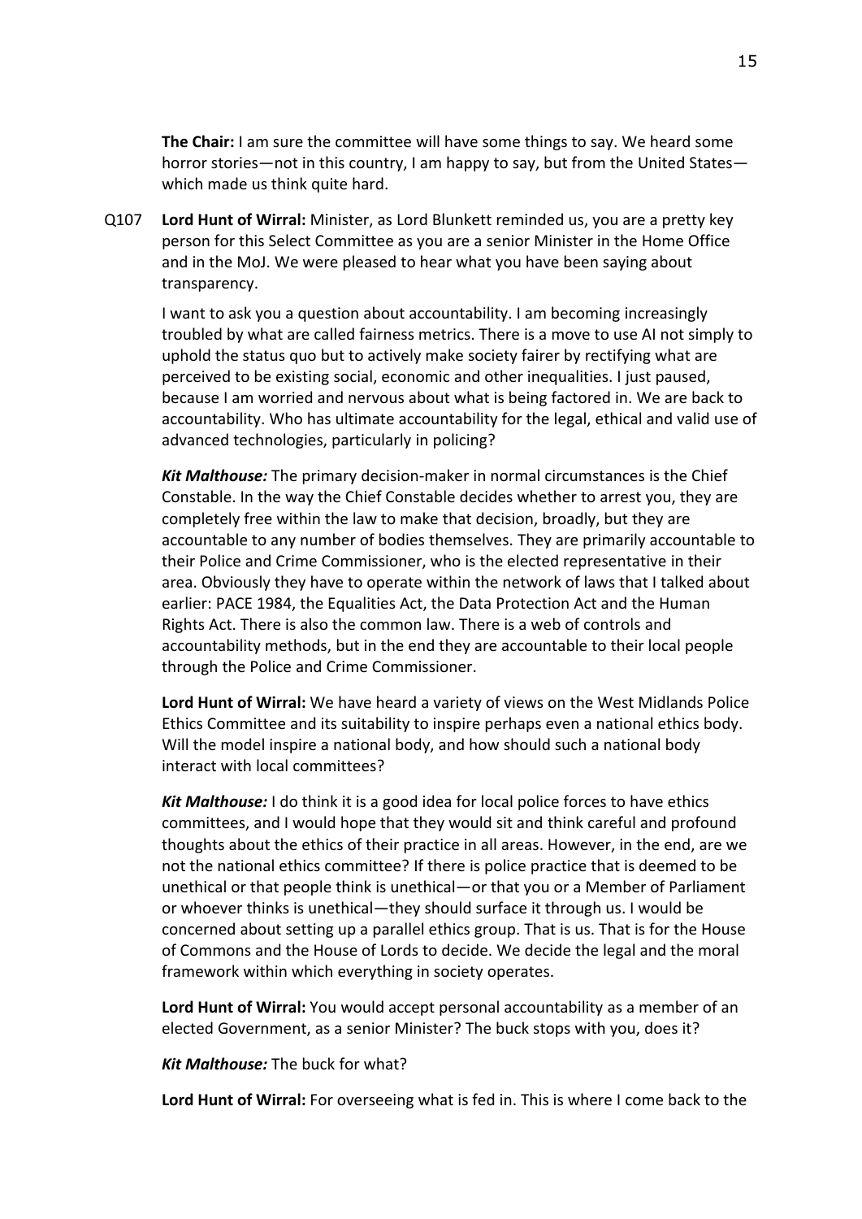**The Chair:** I am sure the committee will have some things to say. We heard some horror stories—not in this country, I am happy to say, but from the United States—which made us think quite hard.

Q107 **Lord Hunt of Wirral:** Minister, as Lord Blunkett reminded us, you are a pretty key person for this Select Committee as you are a senior Minister in the Home Office and in the MoJ. We were pleased to hear what you have been saying about transparency.

I want to ask you a question about accountability. I am becoming increasingly troubled by what are called fairness metrics. There is a move to use AI not simply to uphold the status quo but to actively make society fairer by rectifying what are perceived to be existing social, economic and other inequalities. I just paused, because I am worried and nervous about what is being factored in. We are back to accountability. Who has ultimate accountability for the legal, ethical and valid use of advanced technologies, particularly in policing?

***Kit Malthouse:*** The primary decision-maker in normal circumstances is the Chief Constable. In the way the Chief Constable decides whether to arrest you, they are completely free within the law to make that decision, broadly, but they are accountable to any number of bodies themselves. They are primarily accountable to their Police and Crime Commissioner, who is the elected representative in their area. Obviously they have to operate within the network of laws that I talked about earlier: PACE 1984, the Equalities Act, the Data Protection Act and the Human Rights Act. There is also the common law. There is a web of controls and accountability methods, but in the end they are accountable to their local people through the Police and Crime Commissioner.

**Lord Hunt of Wirral:** We have heard a variety of views on the West Midlands Police Ethics Committee and its suitability to inspire perhaps even a national ethics body. Will the model inspire a national body, and how should such a national body interact with local committees?

***Kit Malthouse:*** I do think it is a good idea for local police forces to have ethics committees, and I would hope that they would sit and think careful and profound thoughts about the ethics of their practice in all areas. However, in the end, are we not the national ethics committee? If there is police practice that is deemed to be unethical or that people think is unethical—or that you or a Member of Parliament or whoever thinks is unethical—they should surface it through us. I would be concerned about setting up a parallel ethics group. That is us. That is for the House of Commons and the House of Lords to decide. We decide the legal and the moral framework within which everything in society operates.

**Lord Hunt of Wirral:** You would accept personal accountability as a member of an elected Government, as a senior Minister? The buck stops with you, does it?

***Kit Malthouse:*** The buck for what?

**Lord Hunt of Wirral:** For overseeing what is fed in. This is where I come back to the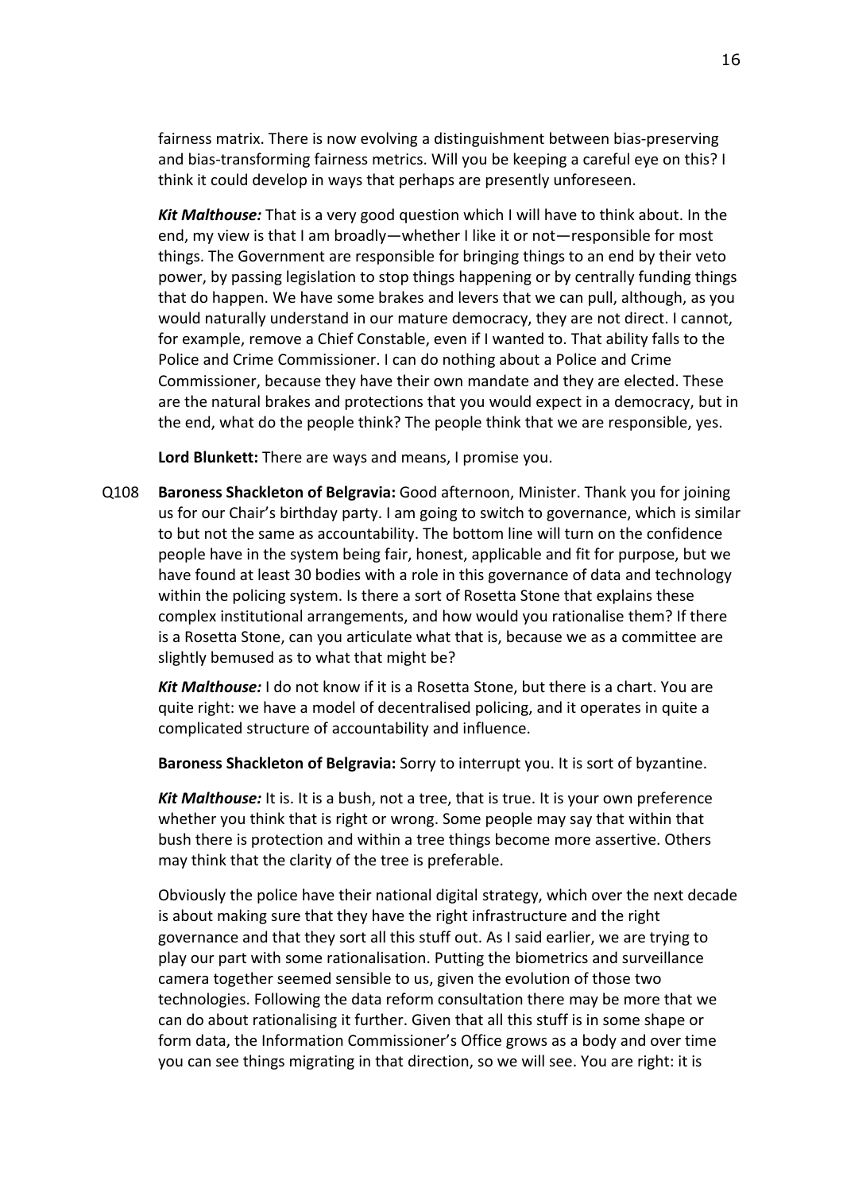fairness matrix. There is now evolving a distinguishment between bias-preserving and bias-transforming fairness metrics. Will you be keeping a careful eye on this? I think it could develop in ways that perhaps are presently unforeseen.

***Kit Malthouse:*** That is a very good question which I will have to think about. In the end, my view is that I am broadly—whether I like it or not—responsible for most things. The Government are responsible for bringing things to an end by their veto power, by passing legislation to stop things happening or by centrally funding things that do happen. We have some brakes and levers that we can pull, although, as you would naturally understand in our mature democracy, they are not direct. I cannot, for example, remove a Chief Constable, even if I wanted to. That ability falls to the Police and Crime Commissioner. I can do nothing about a Police and Crime Commissioner, because they have their own mandate and they are elected. These are the natural brakes and protections that you would expect in a democracy, but in the end, what do the people think? The people think that we are responsible, yes.

**Lord Blunkett:** There are ways and means, I promise you.

Q108 **Baroness Shackleton of Belgravia:** Good afternoon, Minister. Thank you for joining us for our Chair's birthday party. I am going to switch to governance, which is similar to but not the same as accountability. The bottom line will turn on the confidence people have in the system being fair, honest, applicable and fit for purpose, but we have found at least 30 bodies with a role in this governance of data and technology within the policing system. Is there a sort of Rosetta Stone that explains these complex institutional arrangements, and how would you rationalise them? If there is a Rosetta Stone, can you articulate what that is, because we as a committee are slightly bemused as to what that might be?

***Kit Malthouse:*** I do not know if it is a Rosetta Stone, but there is a chart. You are quite right: we have a model of decentralised policing, and it operates in quite a complicated structure of accountability and influence.

**Baroness Shackleton of Belgravia:** Sorry to interrupt you. It is sort of byzantine.

***Kit Malthouse:*** It is. It is a bush, not a tree, that is true. It is your own preference whether you think that is right or wrong. Some people may say that within that bush there is protection and within a tree things become more assertive. Others may think that the clarity of the tree is preferable.

Obviously the police have their national digital strategy, which over the next decade is about making sure that they have the right infrastructure and the right governance and that they sort all this stuff out. As I said earlier, we are trying to play our part with some rationalisation. Putting the biometrics and surveillance camera together seemed sensible to us, given the evolution of those two technologies. Following the data reform consultation there may be more that we can do about rationalising it further. Given that all this stuff is in some shape or form data, the Information Commissioner's Office grows as a body and over time you can see things migrating in that direction, so we will see. You are right: it is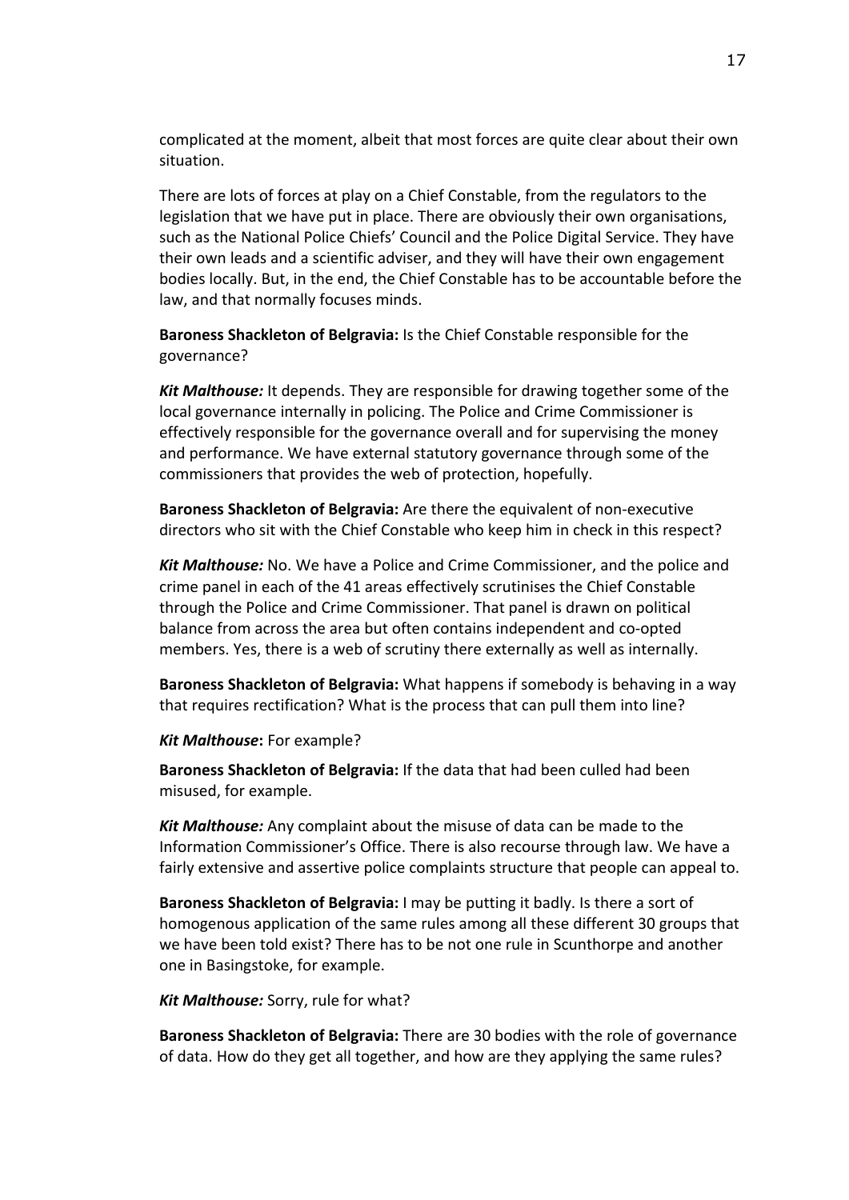complicated at the moment, albeit that most forces are quite clear about their own situation.

There are lots of forces at play on a Chief Constable, from the regulators to the legislation that we have put in place. There are obviously their own organisations, such as the National Police Chiefs' Council and the Police Digital Service. They have their own leads and a scientific adviser, and they will have their own engagement bodies locally. But, in the end, the Chief Constable has to be accountable before the law, and that normally focuses minds.

**Baroness Shackleton of Belgravia:** Is the Chief Constable responsible for the governance?

***Kit Malthouse:*** It depends. They are responsible for drawing together some of the local governance internally in policing. The Police and Crime Commissioner is effectively responsible for the governance overall and for supervising the money and performance. We have external statutory governance through some of the commissioners that provides the web of protection, hopefully.

**Baroness Shackleton of Belgravia:** Are there the equivalent of non-executive directors who sit with the Chief Constable who keep him in check in this respect?

***Kit Malthouse:*** No. We have a Police and Crime Commissioner, and the police and crime panel in each of the 41 areas effectively scrutinises the Chief Constable through the Police and Crime Commissioner. That panel is drawn on political balance from across the area but often contains independent and co-opted members. Yes, there is a web of scrutiny there externally as well as internally.

**Baroness Shackleton of Belgravia:** What happens if somebody is behaving in a way that requires rectification? What is the process that can pull them into line?

***Kit Malthouse*:** For example?

**Baroness Shackleton of Belgravia:** If the data that had been culled had been misused, for example.

***Kit Malthouse:*** Any complaint about the misuse of data can be made to the Information Commissioner's Office. There is also recourse through law. We have a fairly extensive and assertive police complaints structure that people can appeal to.

**Baroness Shackleton of Belgravia:** I may be putting it badly. Is there a sort of homogenous application of the same rules among all these different 30 groups that we have been told exist? There has to be not one rule in Scunthorpe and another one in Basingstoke, for example.

***Kit Malthouse:*** Sorry, rule for what?

**Baroness Shackleton of Belgravia:** There are 30 bodies with the role of governance of data. How do they get all together, and how are they applying the same rules?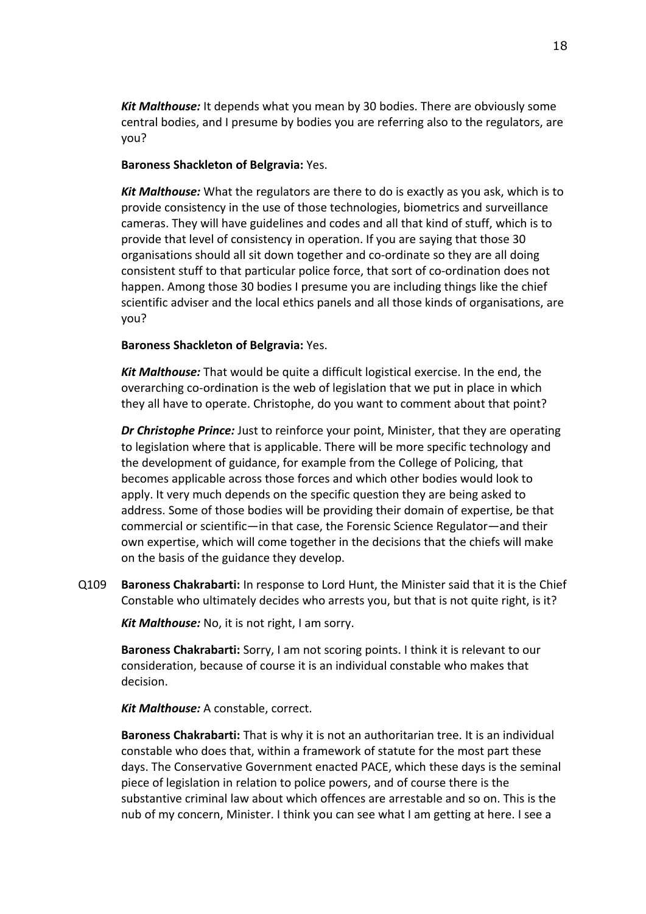***Kit Malthouse:*** It depends what you mean by 30 bodies. There are obviously some central bodies, and I presume by bodies you are referring also to the regulators, are you?

**Baroness Shackleton of Belgravia:** Yes.

***Kit Malthouse:*** What the regulators are there to do is exactly as you ask, which is to provide consistency in the use of those technologies, biometrics and surveillance cameras. They will have guidelines and codes and all that kind of stuff, which is to provide that level of consistency in operation. If you are saying that those 30 organisations should all sit down together and co-ordinate so they are all doing consistent stuff to that particular police force, that sort of co-ordination does not happen. Among those 30 bodies I presume you are including things like the chief scientific adviser and the local ethics panels and all those kinds of organisations, are you?

**Baroness Shackleton of Belgravia:** Yes.

***Kit Malthouse:*** That would be quite a difficult logistical exercise. In the end, the overarching co-ordination is the web of legislation that we put in place in which they all have to operate. Christophe, do you want to comment about that point?

***Dr Christophe Prince:*** Just to reinforce your point, Minister, that they are operating to legislation where that is applicable. There will be more specific technology and the development of guidance, for example from the College of Policing, that becomes applicable across those forces and which other bodies would look to apply. It very much depends on the specific question they are being asked to address. Some of those bodies will be providing their domain of expertise, be that commercial or scientific—in that case, the Forensic Science Regulator—and their own expertise, which will come together in the decisions that the chiefs will make on the basis of the guidance they develop.

Q109 **Baroness Chakrabarti:** In response to Lord Hunt, the Minister said that it is the Chief Constable who ultimately decides who arrests you, but that is not quite right, is it?

***Kit Malthouse:*** No, it is not right, I am sorry.

**Baroness Chakrabarti:** Sorry, I am not scoring points. I think it is relevant to our consideration, because of course it is an individual constable who makes that decision.

***Kit Malthouse:*** A constable, correct.

**Baroness Chakrabarti:** That is why it is not an authoritarian tree. It is an individual constable who does that, within a framework of statute for the most part these days. The Conservative Government enacted PACE, which these days is the seminal piece of legislation in relation to police powers, and of course there is the substantive criminal law about which offences are arrestable and so on. This is the nub of my concern, Minister. I think you can see what I am getting at here. I see a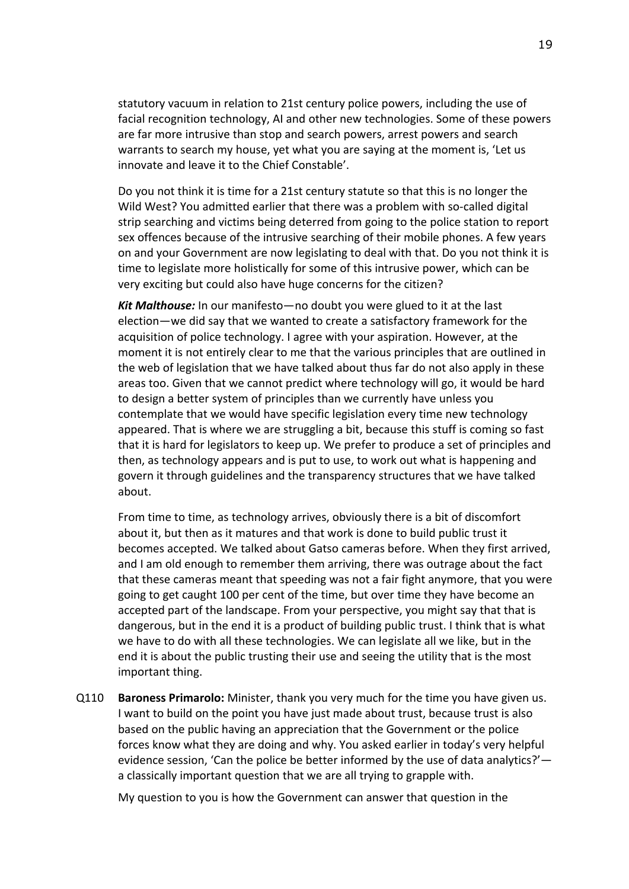statutory vacuum in relation to 21st century police powers, including the use of facial recognition technology, AI and other new technologies. Some of these powers are far more intrusive than stop and search powers, arrest powers and search warrants to search my house, yet what you are saying at the moment is, 'Let us innovate and leave it to the Chief Constable'.

Do you not think it is time for a 21st century statute so that this is no longer the Wild West? You admitted earlier that there was a problem with so-called digital strip searching and victims being deterred from going to the police station to report sex offences because of the intrusive searching of their mobile phones. A few years on and your Government are now legislating to deal with that. Do you not think it is time to legislate more holistically for some of this intrusive power, which can be very exciting but could also have huge concerns for the citizen?

***Kit Malthouse:*** In our manifesto—no doubt you were glued to it at the last election—we did say that we wanted to create a satisfactory framework for the acquisition of police technology. I agree with your aspiration. However, at the moment it is not entirely clear to me that the various principles that are outlined in the web of legislation that we have talked about thus far do not also apply in these areas too. Given that we cannot predict where technology will go, it would be hard to design a better system of principles than we currently have unless you contemplate that we would have specific legislation every time new technology appeared. That is where we are struggling a bit, because this stuff is coming so fast that it is hard for legislators to keep up. We prefer to produce a set of principles and then, as technology appears and is put to use, to work out what is happening and govern it through guidelines and the transparency structures that we have talked about.

From time to time, as technology arrives, obviously there is a bit of discomfort about it, but then as it matures and that work is done to build public trust it becomes accepted. We talked about Gatso cameras before. When they first arrived, and I am old enough to remember them arriving, there was outrage about the fact that these cameras meant that speeding was not a fair fight anymore, that you were going to get caught 100 per cent of the time, but over time they have become an accepted part of the landscape. From your perspective, you might say that that is dangerous, but in the end it is a product of building public trust. I think that is what we have to do with all these technologies. We can legislate all we like, but in the end it is about the public trusting their use and seeing the utility that is the most important thing.

Q110 **Baroness Primarolo:** Minister, thank you very much for the time you have given us. I want to build on the point you have just made about trust, because trust is also based on the public having an appreciation that the Government or the police forces know what they are doing and why. You asked earlier in today's very helpful evidence session, 'Can the police be better informed by the use of data analytics?'—a classically important question that we are all trying to grapple with.

My question to you is how the Government can answer that question in the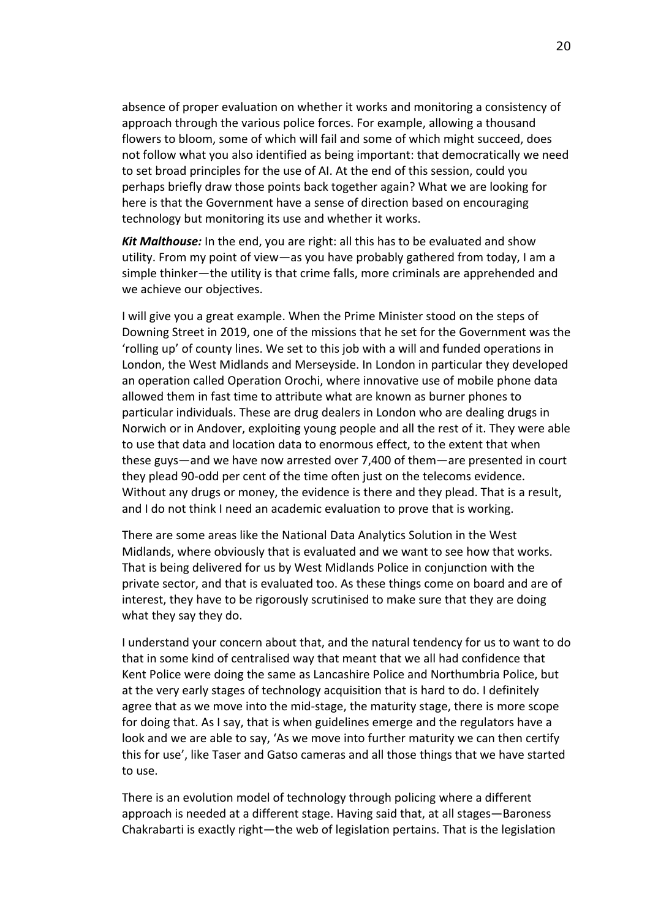absence of proper evaluation on whether it works and monitoring a consistency of approach through the various police forces. For example, allowing a thousand flowers to bloom, some of which will fail and some of which might succeed, does not follow what you also identified as being important: that democratically we need to set broad principles for the use of AI. At the end of this session, could you perhaps briefly draw those points back together again? What we are looking for here is that the Government have a sense of direction based on encouraging technology but monitoring its use and whether it works.

***Kit Malthouse:*** In the end, you are right: all this has to be evaluated and show utility. From my point of view—as you have probably gathered from today, I am a simple thinker—the utility is that crime falls, more criminals are apprehended and we achieve our objectives.

I will give you a great example. When the Prime Minister stood on the steps of Downing Street in 2019, one of the missions that he set for the Government was the 'rolling up' of county lines. We set to this job with a will and funded operations in London, the West Midlands and Merseyside. In London in particular they developed an operation called Operation Orochi, where innovative use of mobile phone data allowed them in fast time to attribute what are known as burner phones to particular individuals. These are drug dealers in London who are dealing drugs in Norwich or in Andover, exploiting young people and all the rest of it. They were able to use that data and location data to enormous effect, to the extent that when these guys—and we have now arrested over 7,400 of them—are presented in court they plead 90-odd per cent of the time often just on the telecoms evidence. Without any drugs or money, the evidence is there and they plead. That is a result, and I do not think I need an academic evaluation to prove that is working.

There are some areas like the National Data Analytics Solution in the West Midlands, where obviously that is evaluated and we want to see how that works. That is being delivered for us by West Midlands Police in conjunction with the private sector, and that is evaluated too. As these things come on board and are of interest, they have to be rigorously scrutinised to make sure that they are doing what they say they do.

I understand your concern about that, and the natural tendency for us to want to do that in some kind of centralised way that meant that we all had confidence that Kent Police were doing the same as Lancashire Police and Northumbria Police, but at the very early stages of technology acquisition that is hard to do. I definitely agree that as we move into the mid-stage, the maturity stage, there is more scope for doing that. As I say, that is when guidelines emerge and the regulators have a look and we are able to say, 'As we move into further maturity we can then certify this for use', like Taser and Gatso cameras and all those things that we have started to use.

There is an evolution model of technology through policing where a different approach is needed at a different stage. Having said that, at all stages—Baroness Chakrabarti is exactly right—the web of legislation pertains. That is the legislation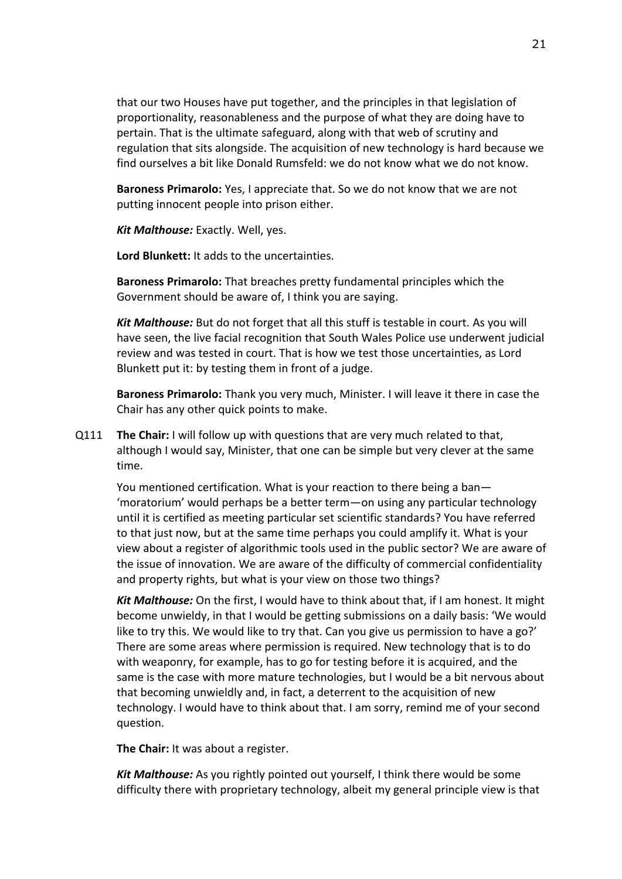that our two Houses have put together, and the principles in that legislation of proportionality, reasonableness and the purpose of what they are doing have to pertain. That is the ultimate safeguard, along with that web of scrutiny and regulation that sits alongside. The acquisition of new technology is hard because we find ourselves a bit like Donald Rumsfeld: we do not know what we do not know.

**Baroness Primarolo:** Yes, I appreciate that. So we do not know that we are not putting innocent people into prison either.

***Kit Malthouse:*** Exactly. Well, yes.

**Lord Blunkett:** It adds to the uncertainties.

**Baroness Primarolo:** That breaches pretty fundamental principles which the Government should be aware of, I think you are saying.

***Kit Malthouse:*** But do not forget that all this stuff is testable in court. As you will have seen, the live facial recognition that South Wales Police use underwent judicial review and was tested in court. That is how we test those uncertainties, as Lord Blunkett put it: by testing them in front of a judge.

**Baroness Primarolo:** Thank you very much, Minister. I will leave it there in case the Chair has any other quick points to make.

Q111 **The Chair:** I will follow up with questions that are very much related to that, although I would say, Minister, that one can be simple but very clever at the same time.

You mentioned certification. What is your reaction to there being a ban—'moratorium' would perhaps be a better term—on using any particular technology until it is certified as meeting particular set scientific standards? You have referred to that just now, but at the same time perhaps you could amplify it. What is your view about a register of algorithmic tools used in the public sector? We are aware of the issue of innovation. We are aware of the difficulty of commercial confidentiality and property rights, but what is your view on those two things?

***Kit Malthouse:*** On the first, I would have to think about that, if I am honest. It might become unwieldy, in that I would be getting submissions on a daily basis: 'We would like to try this. We would like to try that. Can you give us permission to have a go?' There are some areas where permission is required. New technology that is to do with weaponry, for example, has to go for testing before it is acquired, and the same is the case with more mature technologies, but I would be a bit nervous about that becoming unwieldy and, in fact, a deterrent to the acquisition of new technology. I would have to think about that. I am sorry, remind me of your second question.

**The Chair:** It was about a register.

***Kit Malthouse:*** As you rightly pointed out yourself, I think there would be some difficulty there with proprietary technology, albeit my general principle view is that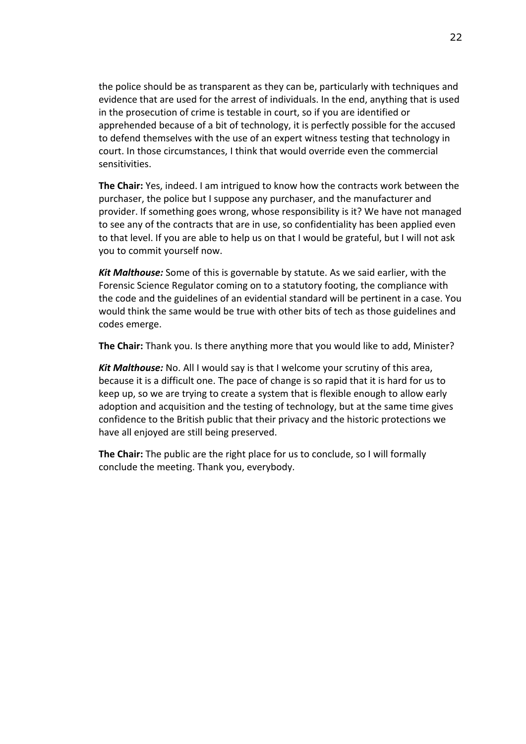the police should be as transparent as they can be, particularly with techniques and evidence that are used for the arrest of individuals. In the end, anything that is used in the prosecution of crime is testable in court, so if you are identified or apprehended because of a bit of technology, it is perfectly possible for the accused to defend themselves with the use of an expert witness testing that technology in court. In those circumstances, I think that would override even the commercial sensitivities.

**The Chair:** Yes, indeed. I am intrigued to know how the contracts work between the purchaser, the police but I suppose any purchaser, and the manufacturer and provider. If something goes wrong, whose responsibility is it? We have not managed to see any of the contracts that are in use, so confidentiality has been applied even to that level. If you are able to help us on that I would be grateful, but I will not ask you to commit yourself now.

***Kit Malthouse:*** Some of this is governable by statute. As we said earlier, with the Forensic Science Regulator coming on to a statutory footing, the compliance with the code and the guidelines of an evidential standard will be pertinent in a case. You would think the same would be true with other bits of tech as those guidelines and codes emerge.

**The Chair:** Thank you. Is there anything more that you would like to add, Minister?

***Kit Malthouse:*** No. All I would say is that I welcome your scrutiny of this area, because it is a difficult one. The pace of change is so rapid that it is hard for us to keep up, so we are trying to create a system that is flexible enough to allow early adoption and acquisition and the testing of technology, but at the same time gives confidence to the British public that their privacy and the historic protections we have all enjoyed are still being preserved.

**The Chair:** The public are the right place for us to conclude, so I will formally conclude the meeting. Thank you, everybody.